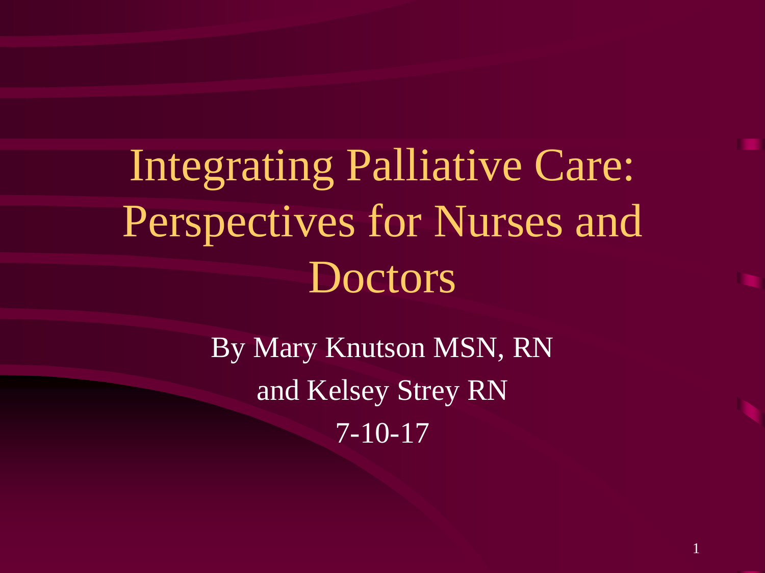# Integrating Palliative Care: Perspectives for Nurses and Doctors

By Mary Knutson MSN, RN

and Kelsey Strey RN

7-10-17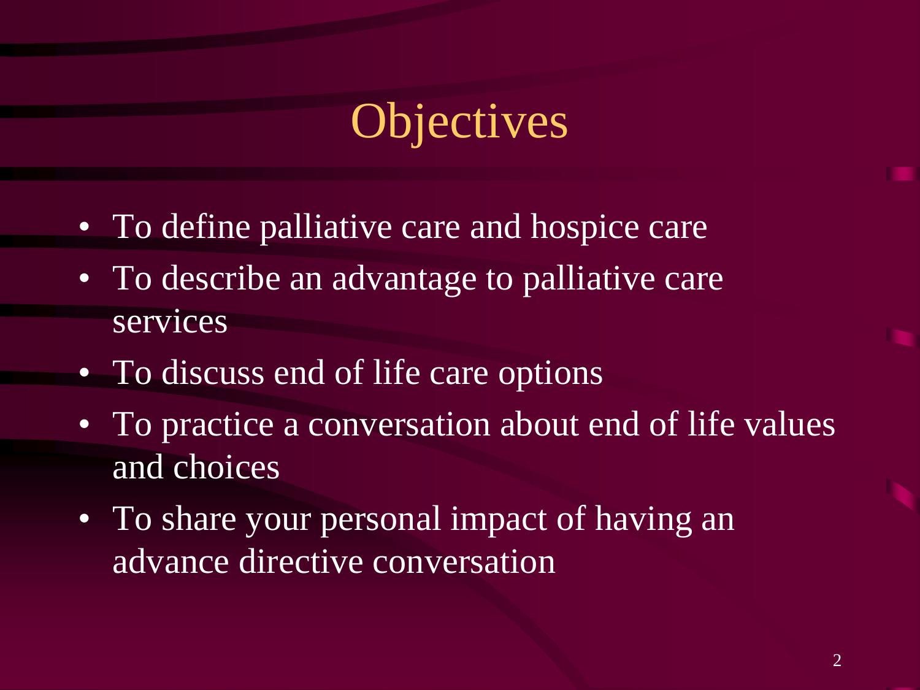# Objectives

- To define palliative care and hospice care
- To describe an advantage to palliative care services
- To discuss end of life care options
- To practice a conversation about end of life values and choices
- To share your personal impact of having an advance directive conversation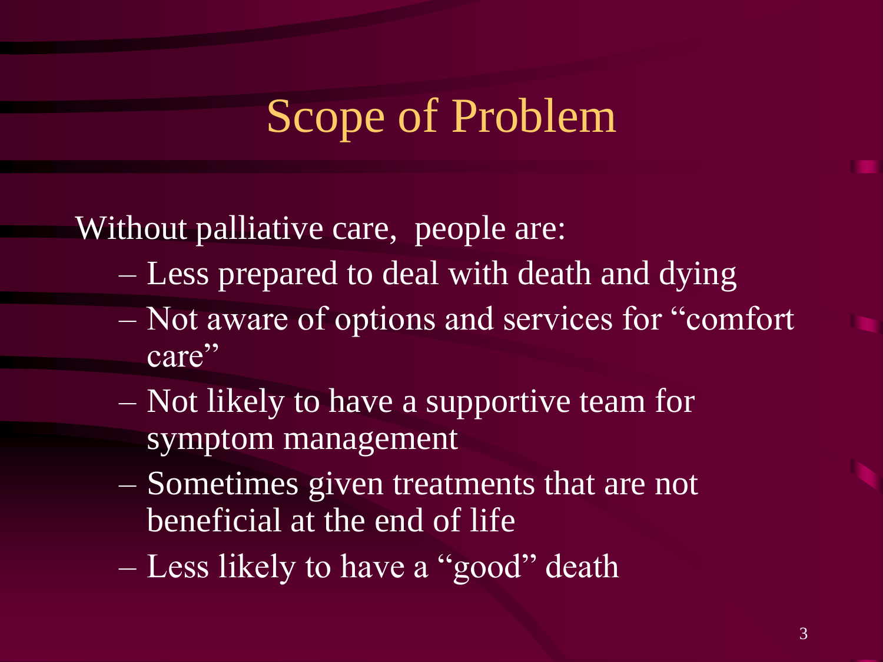# Scope of Problem

Without palliative care, people are:

- Less prepared to deal with death and dying
- Not aware of options and services for "comfort care"
- Not likely to have a supportive team for symptom management
- Sometimes given treatments that are not beneficial at the end of life
- Less likely to have a "good" death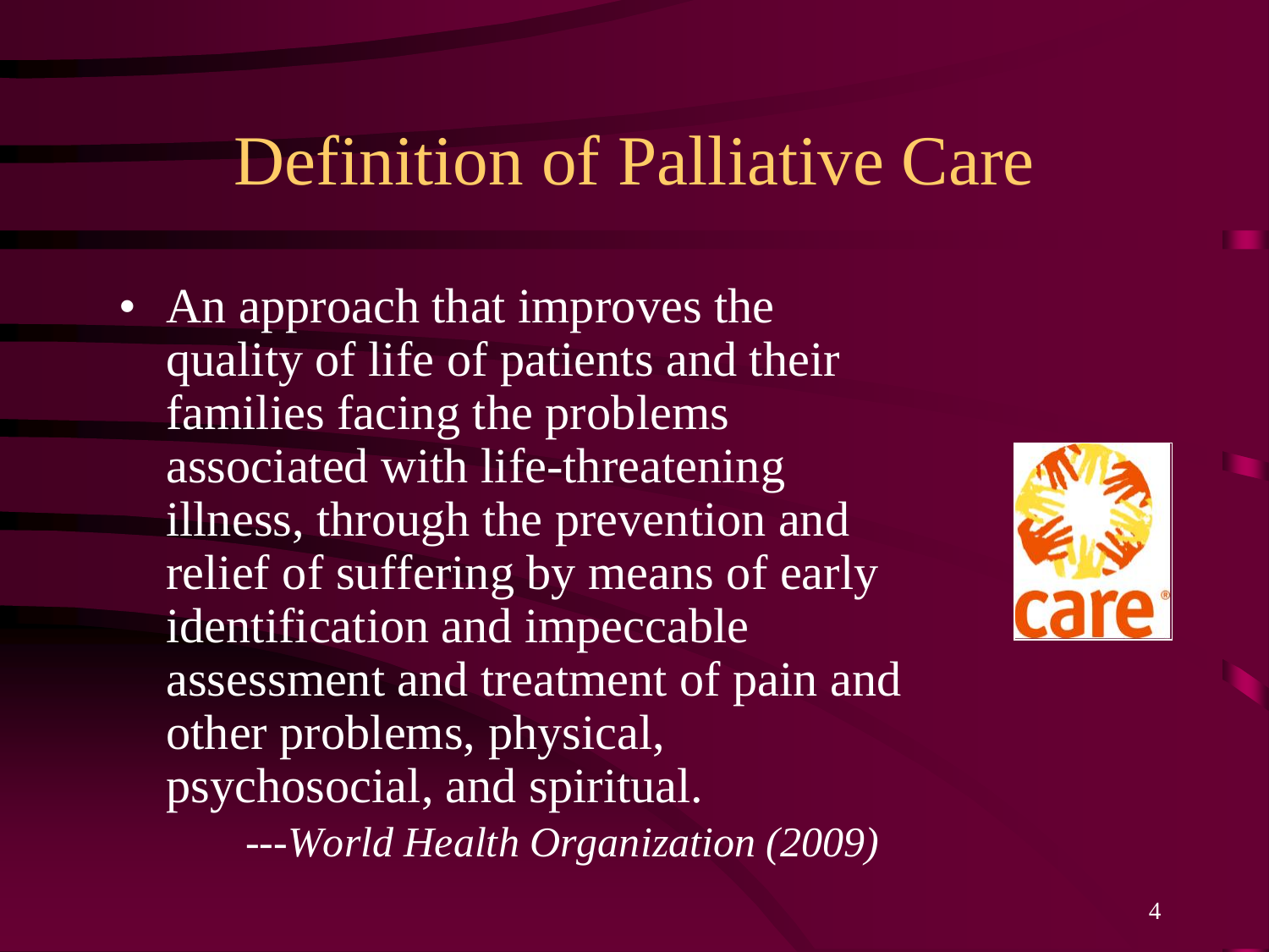# Definition of Palliative Care

- An approach that improves the quality of life of patients and their families facing the problems associated with life-threatening illness, through the prevention and relief of suffering by means of early identification and impeccable assessment and treatment of pain and other problems, physical, psychosocial, and spiritual.

  ---*World Health Organization (2009)*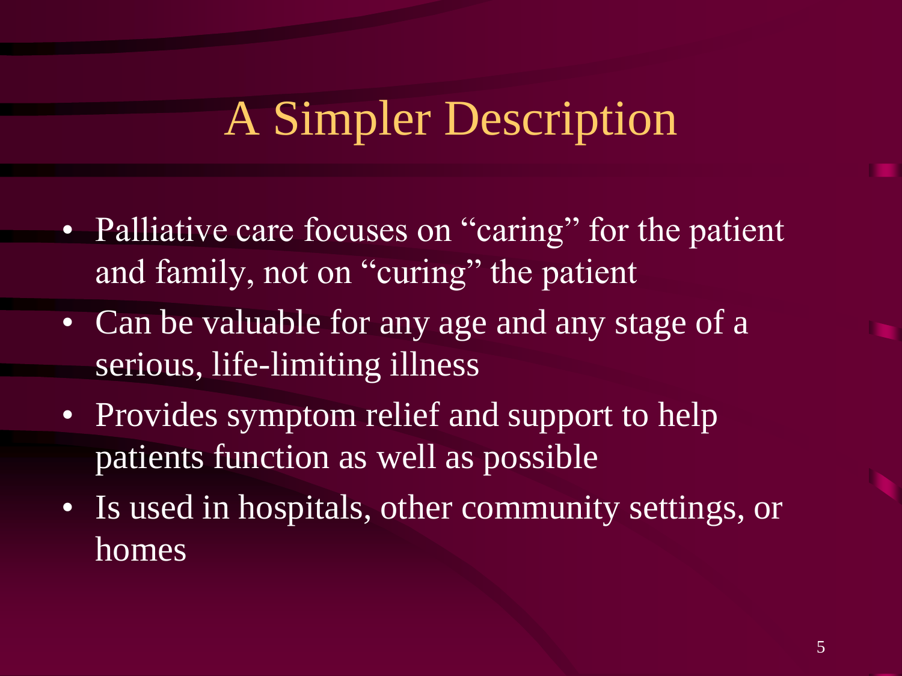# A Simpler Description

- Palliative care focuses on "caring" for the patient and family, not on "curing" the patient
- Can be valuable for any age and any stage of a serious, life-limiting illness
- Provides symptom relief and support to help patients function as well as possible
- Is used in hospitals, other community settings, or homes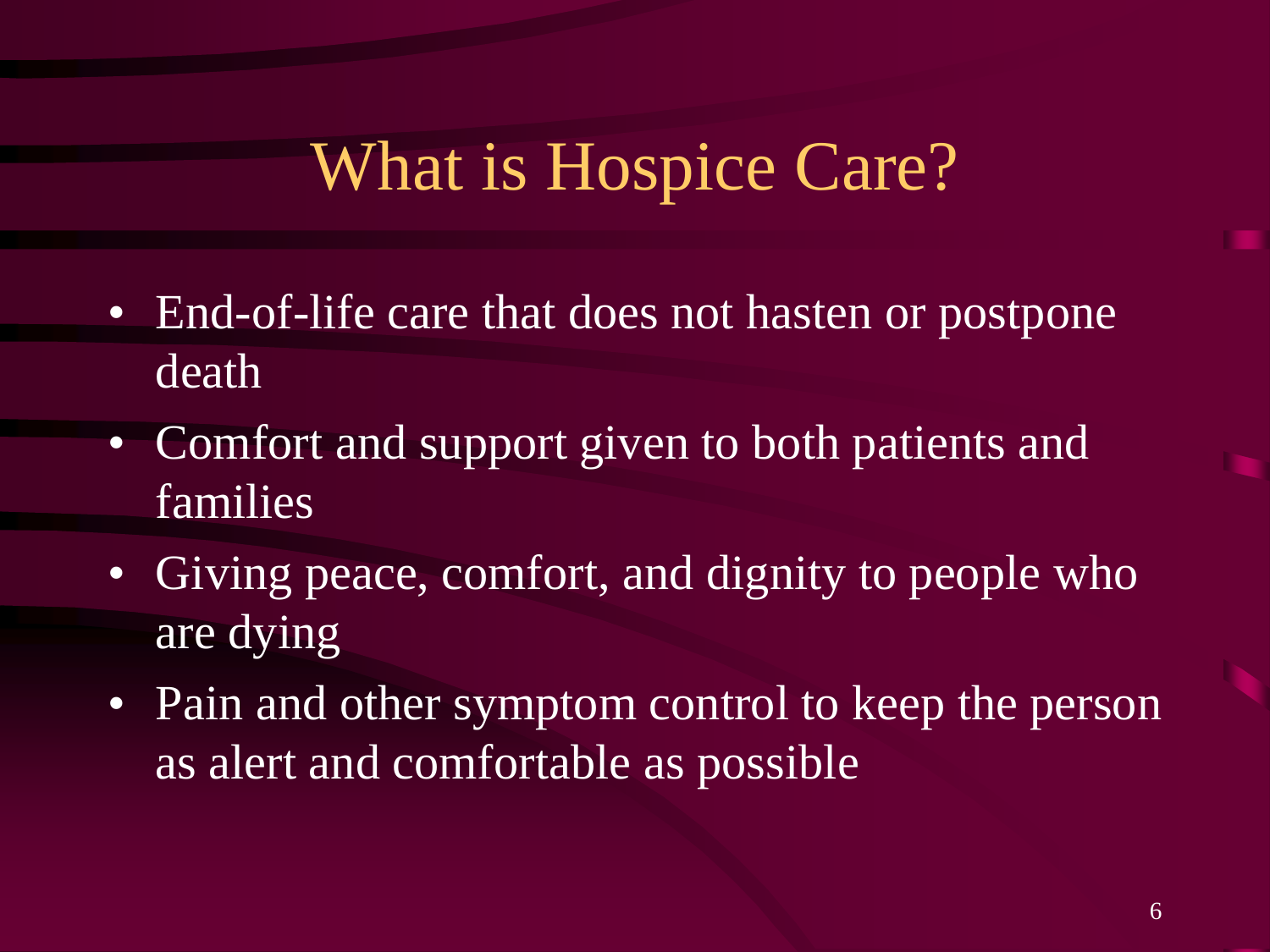# What is Hospice Care?

- End-of-life care that does not hasten or postpone death
- Comfort and support given to both patients and families
- Giving peace, comfort, and dignity to people who are dying
- Pain and other symptom control to keep the person as alert and comfortable as possible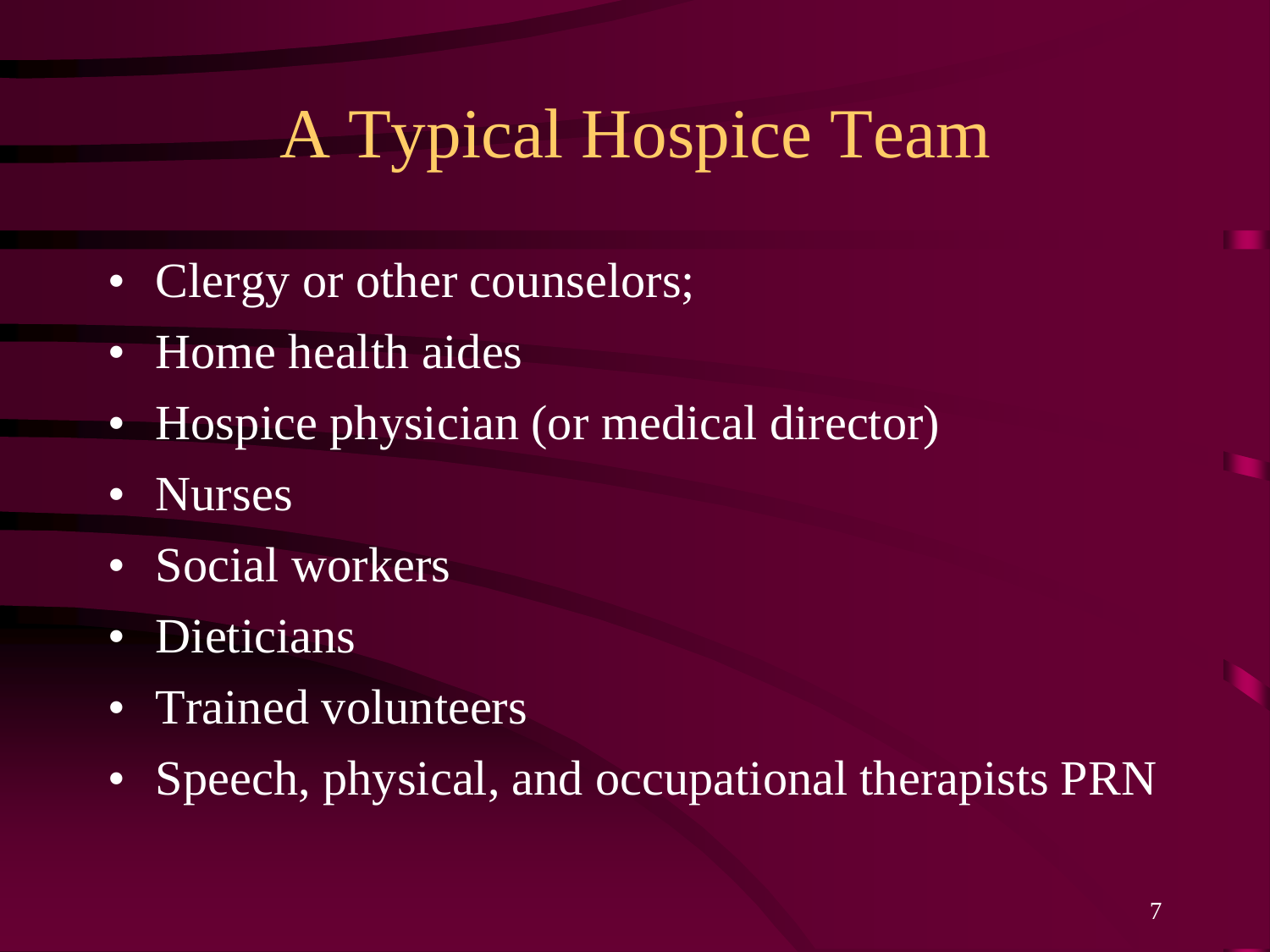# A Typical Hospice Team

- Clergy or other counselors;
- Home health aides
- Hospice physician (or medical director)
- Nurses
- Social workers
- Dieticians
- Trained volunteers
- Speech, physical, and occupational therapists PRN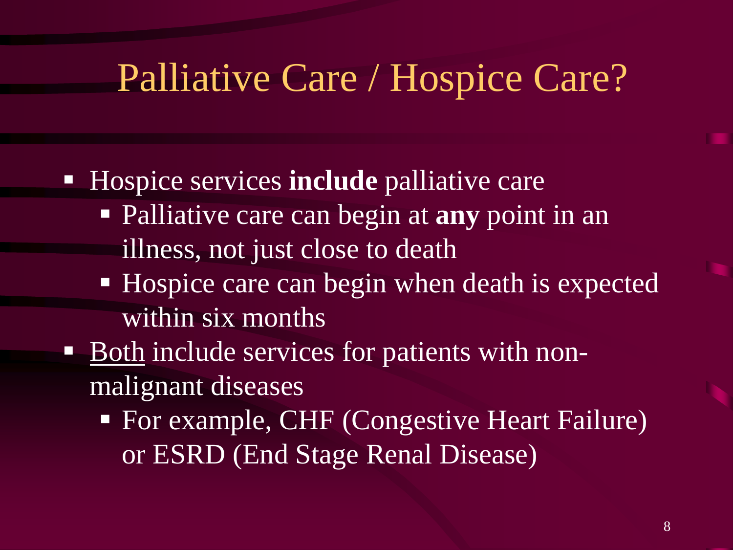# Palliative Care / Hospice Care?

- Hospice services **include** palliative care
  - Palliative care can begin at **any** point in an illness, not just close to death
  - Hospice care can begin when death is expected within six months
- <u>Both</u> include services for patients with non-malignant diseases
  - For example, CHF (Congestive Heart Failure) or ESRD (End Stage Renal Disease)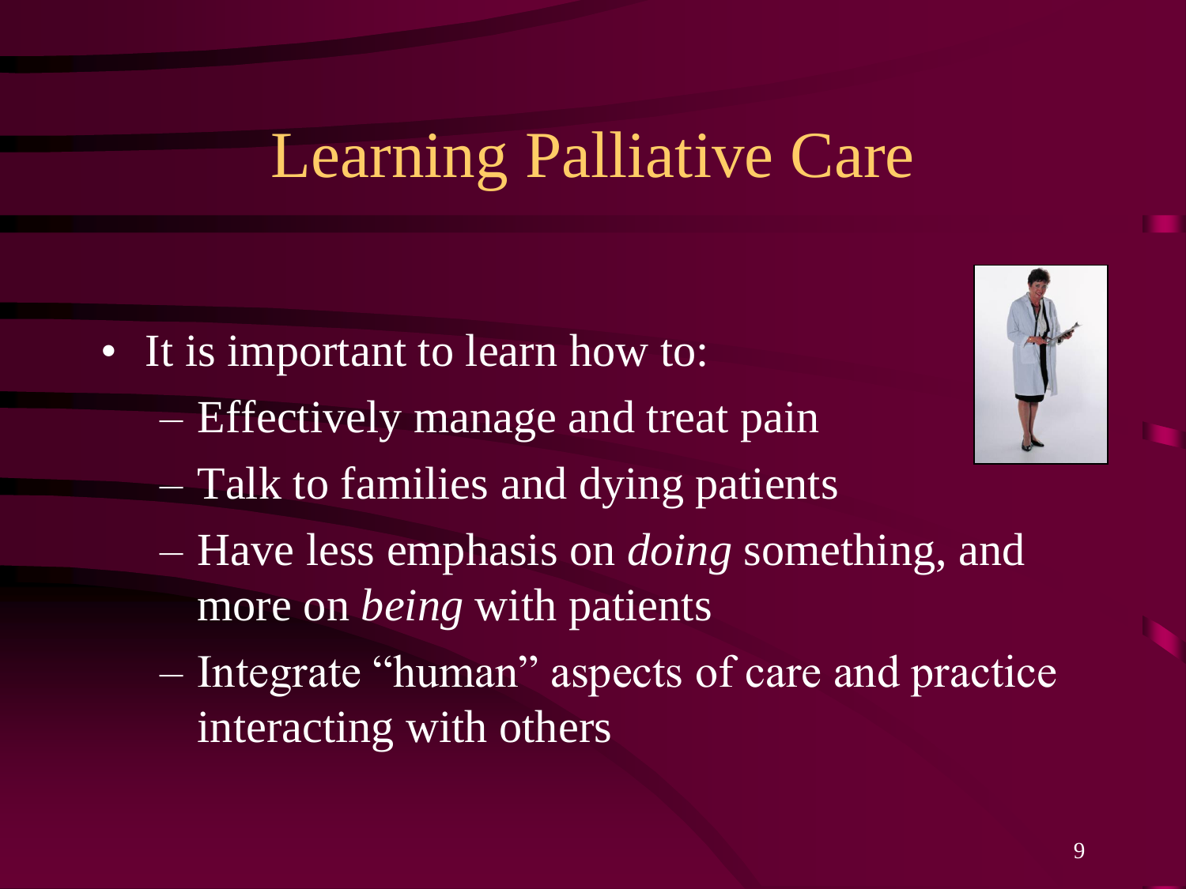# Learning Palliative Care

- It is important to learn how to:
  - Effectively manage and treat pain
  - Talk to families and dying patients
  - Have less emphasis on *doing* something, and more on *being* with patients
  - Integrate "human" aspects of care and practice interacting with others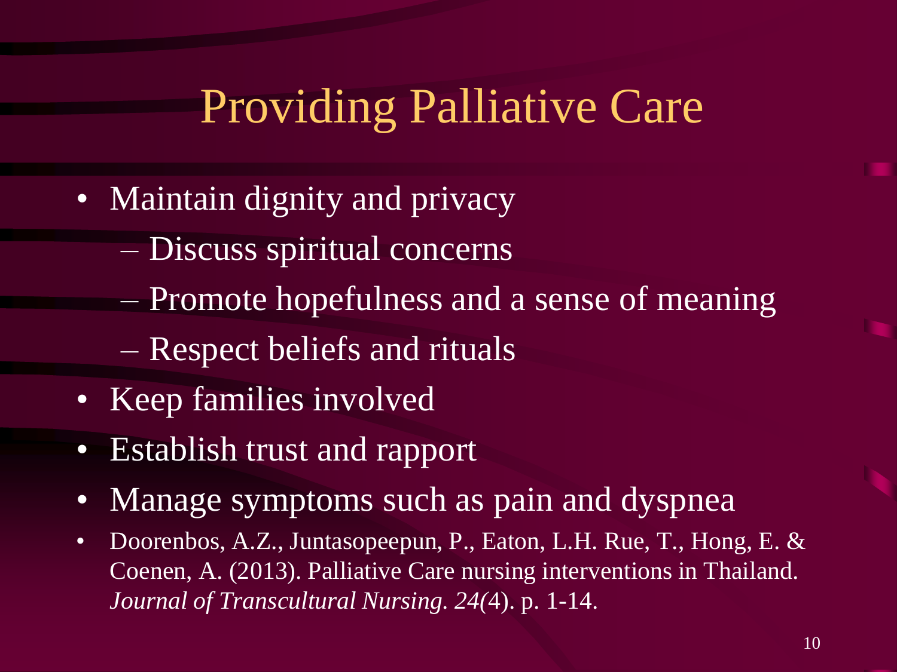# Providing Palliative Care

- Maintain dignity and privacy
  - Discuss spiritual concerns
  - Promote hopefulness and a sense of meaning
  - Respect beliefs and rituals
- Keep families involved
- Establish trust and rapport
- Manage symptoms such as pain and dyspnea
- Doorenbos, A.Z., Juntasopeepun, P., Eaton, L.H. Rue, T., Hong, E. & Coenen, A. (2013). Palliative Care nursing interventions in Thailand. *Journal of Transcultural Nursing. 24(*4). p. 1-14.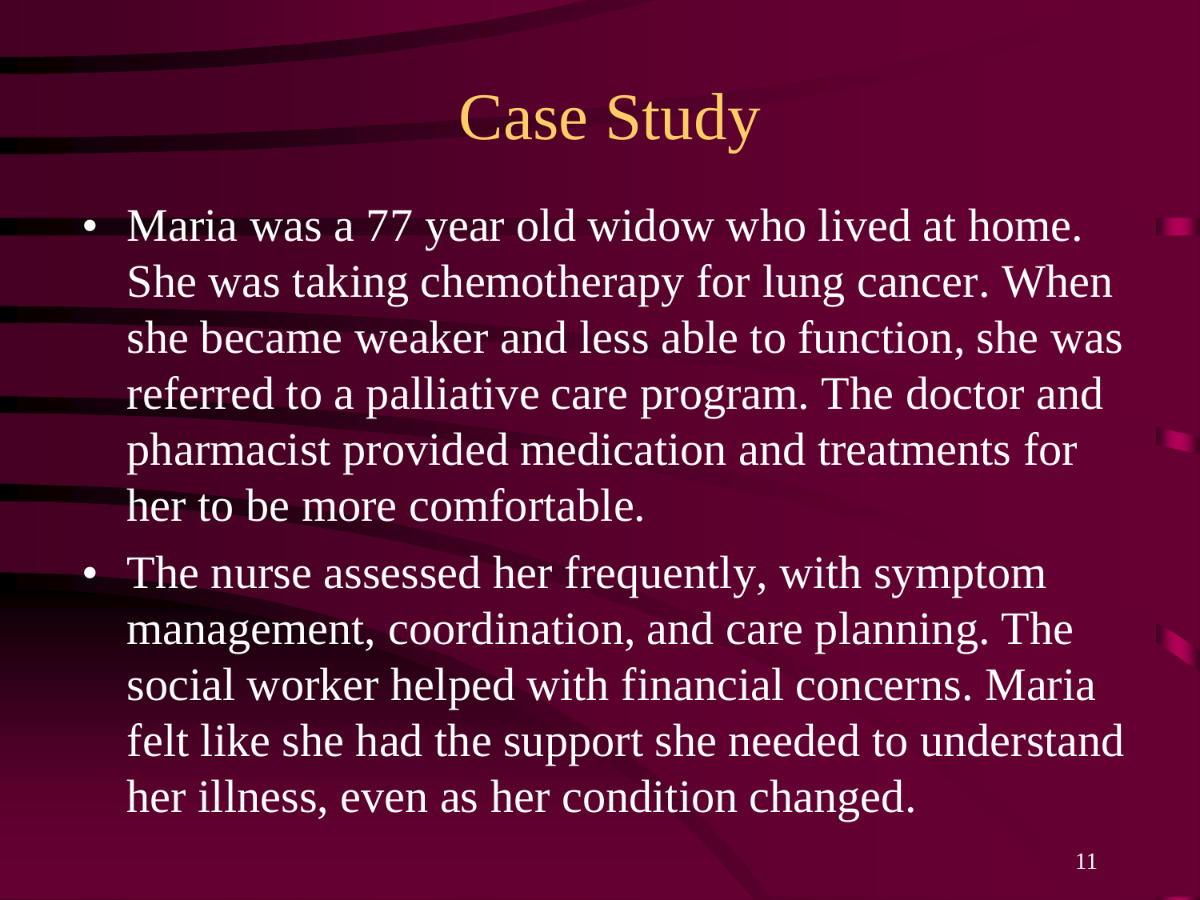# Case Study

- Maria was a 77 year old widow who lived at home. She was taking chemotherapy for lung cancer. When she became weaker and less able to function, she was referred to a palliative care program. The doctor and pharmacist provided medication and treatments for her to be more comfortable.
- The nurse assessed her frequently, with symptom management, coordination, and care planning. The social worker helped with financial concerns. Maria felt like she had the support she needed to understand her illness, even as her condition changed.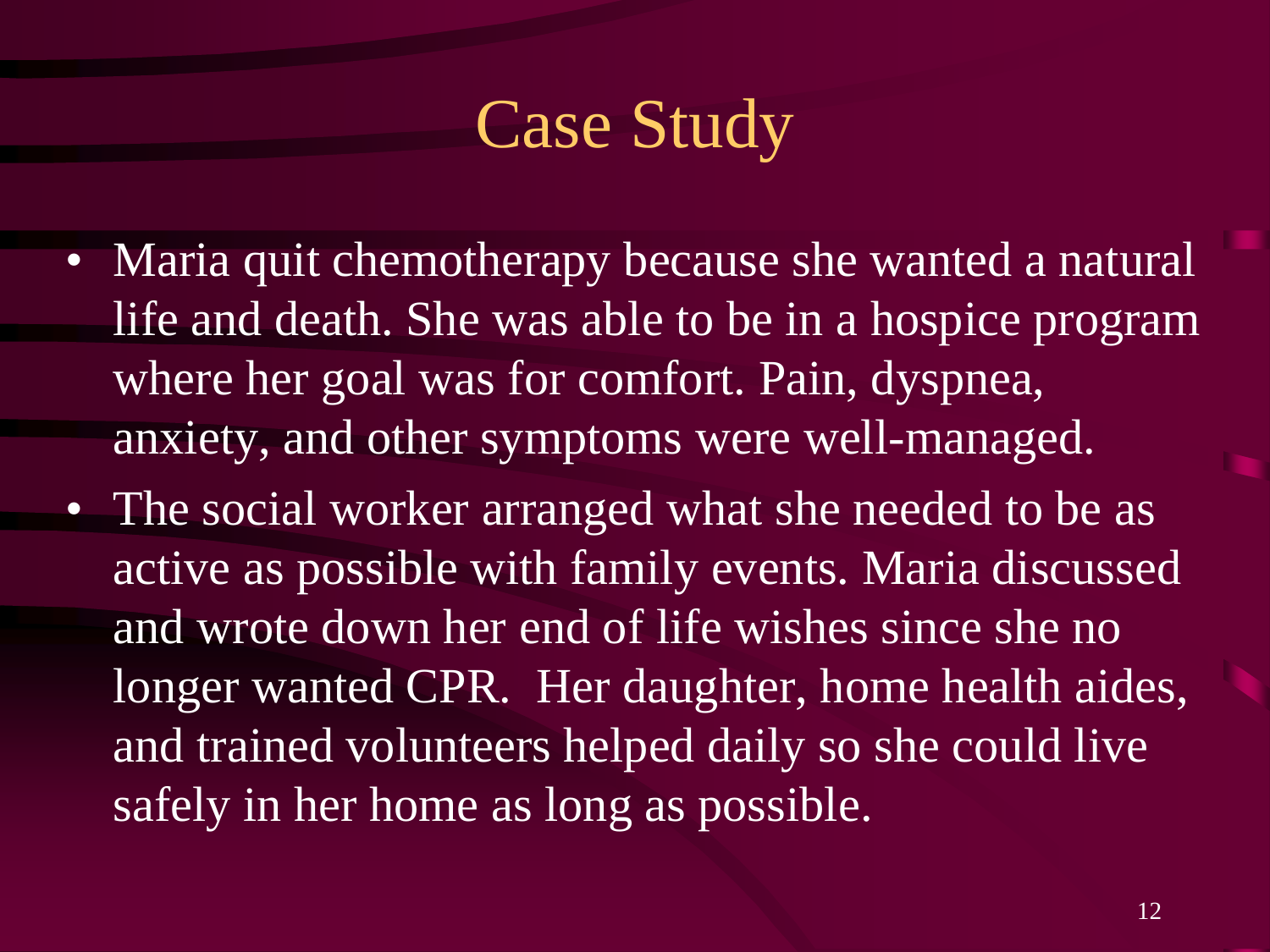# Case Study

- Maria quit chemotherapy because she wanted a natural life and death. She was able to be in a hospice program where her goal was for comfort. Pain, dyspnea, anxiety, and other symptoms were well-managed.
- The social worker arranged what she needed to be as active as possible with family events. Maria discussed and wrote down her end of life wishes since she no longer wanted CPR.  Her daughter, home health aides, and trained volunteers helped daily so she could live safely in her home as long as possible.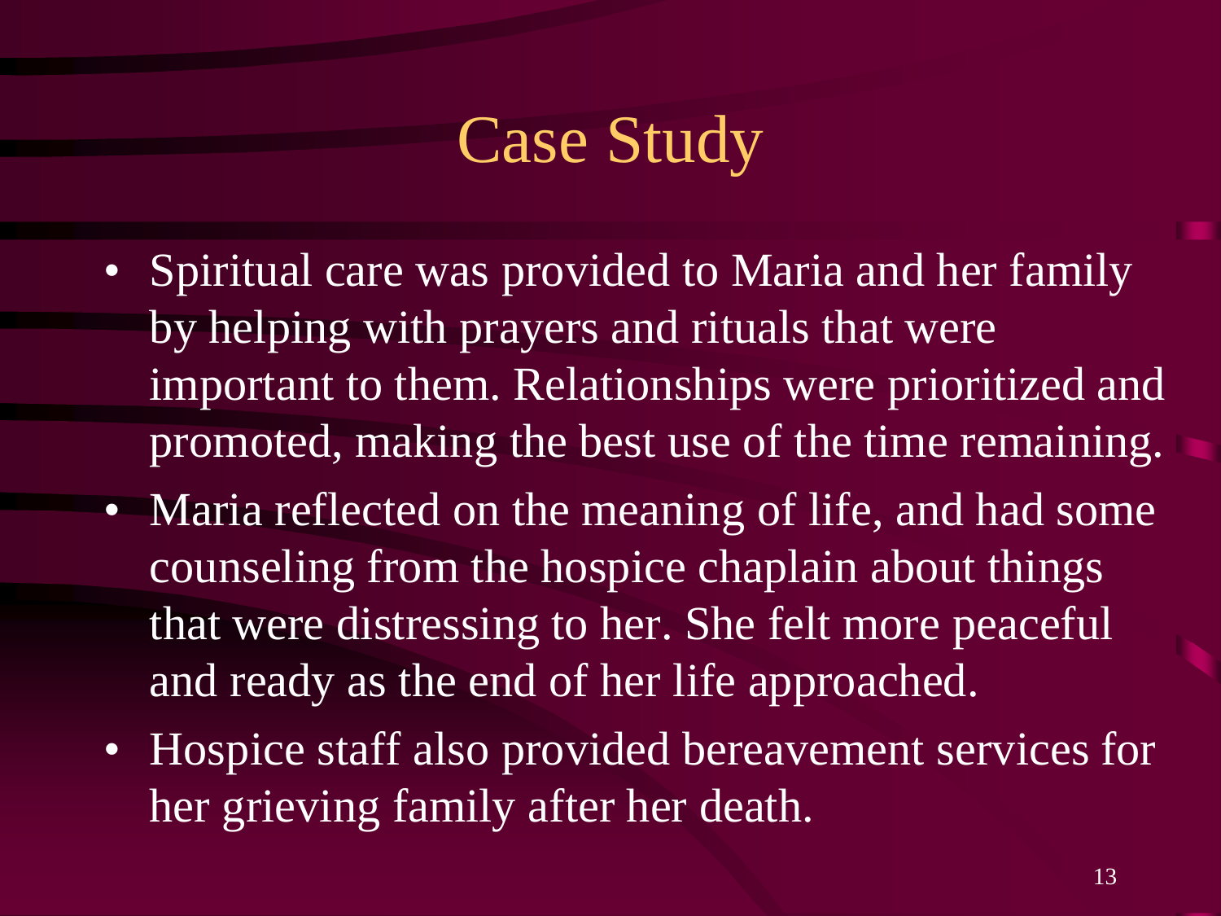# Case Study

- Spiritual care was provided to Maria and her family by helping with prayers and rituals that were important to them. Relationships were prioritized and promoted, making the best use of the time remaining.
- Maria reflected on the meaning of life, and had some counseling from the hospice chaplain about things that were distressing to her. She felt more peaceful and ready as the end of her life approached.
- Hospice staff also provided bereavement services for her grieving family after her death.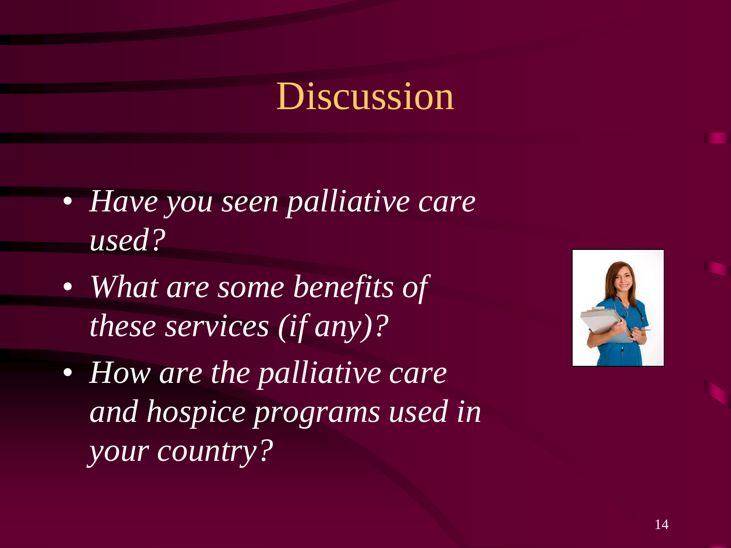# Discussion

- *Have you seen palliative care used?*
- *What are some benefits of these services (if any)?*
- *How are the palliative care and hospice programs used in your country?*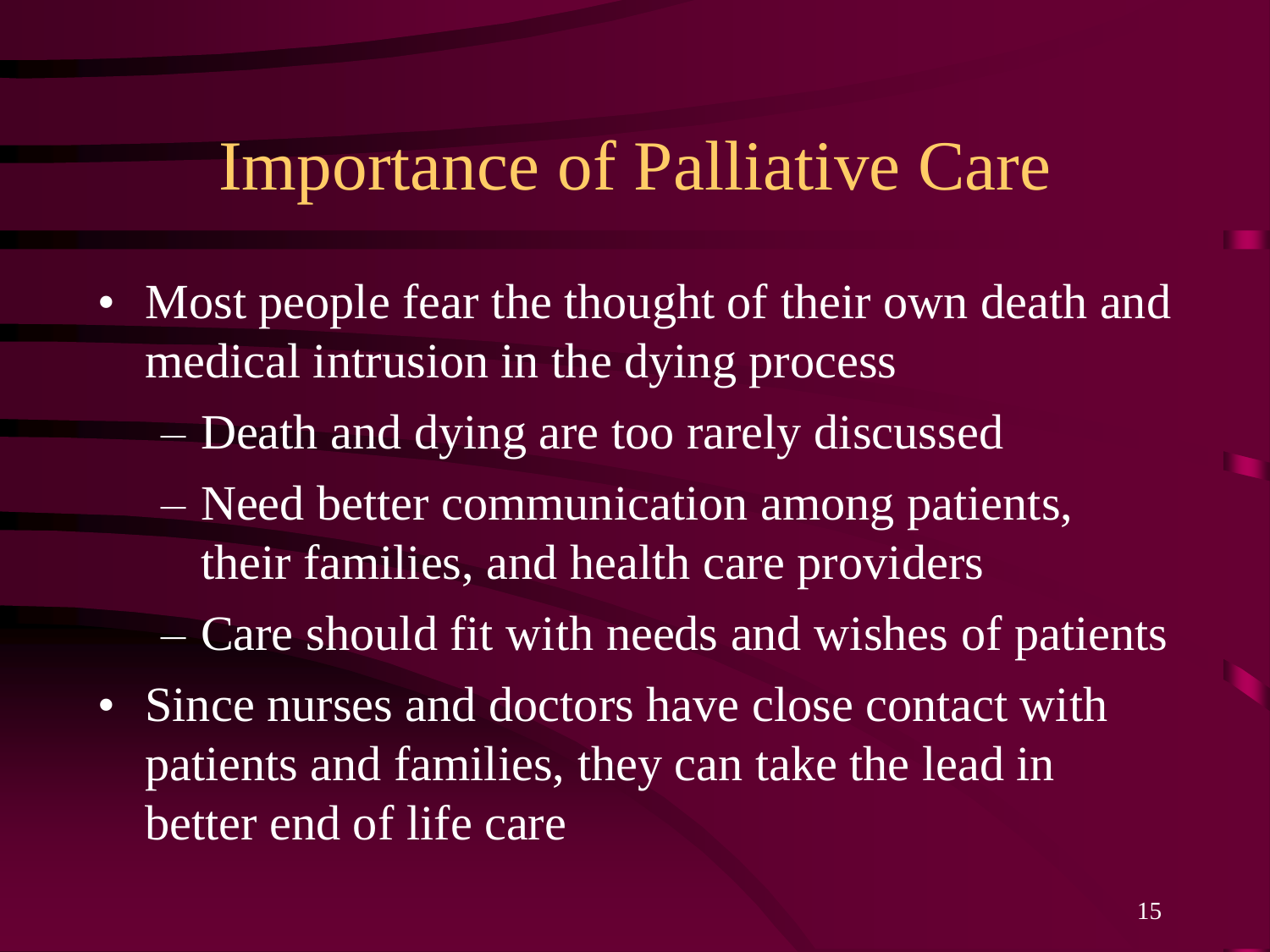# Importance of Palliative Care

- Most people fear the thought of their own death and medical intrusion in the dying process
  - Death and dying are too rarely discussed
  - Need better communication among patients, their families, and health care providers
  - Care should fit with needs and wishes of patients
- Since nurses and doctors have close contact with patients and families, they can take the lead in better end of life care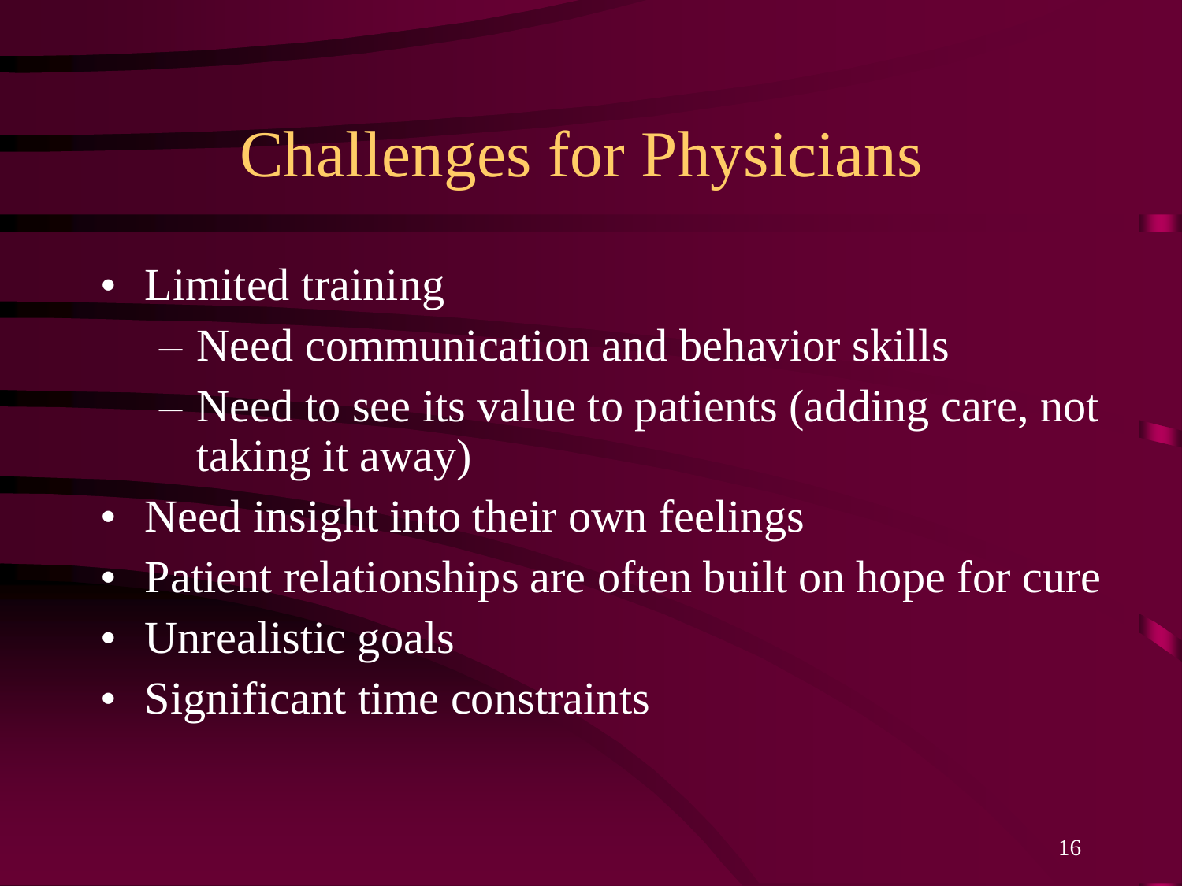# Challenges for Physicians

- Limited training
  - Need communication and behavior skills
  - Need to see its value to patients (adding care, not taking it away)
- Need insight into their own feelings
- Patient relationships are often built on hope for cure
- Unrealistic goals
- Significant time constraints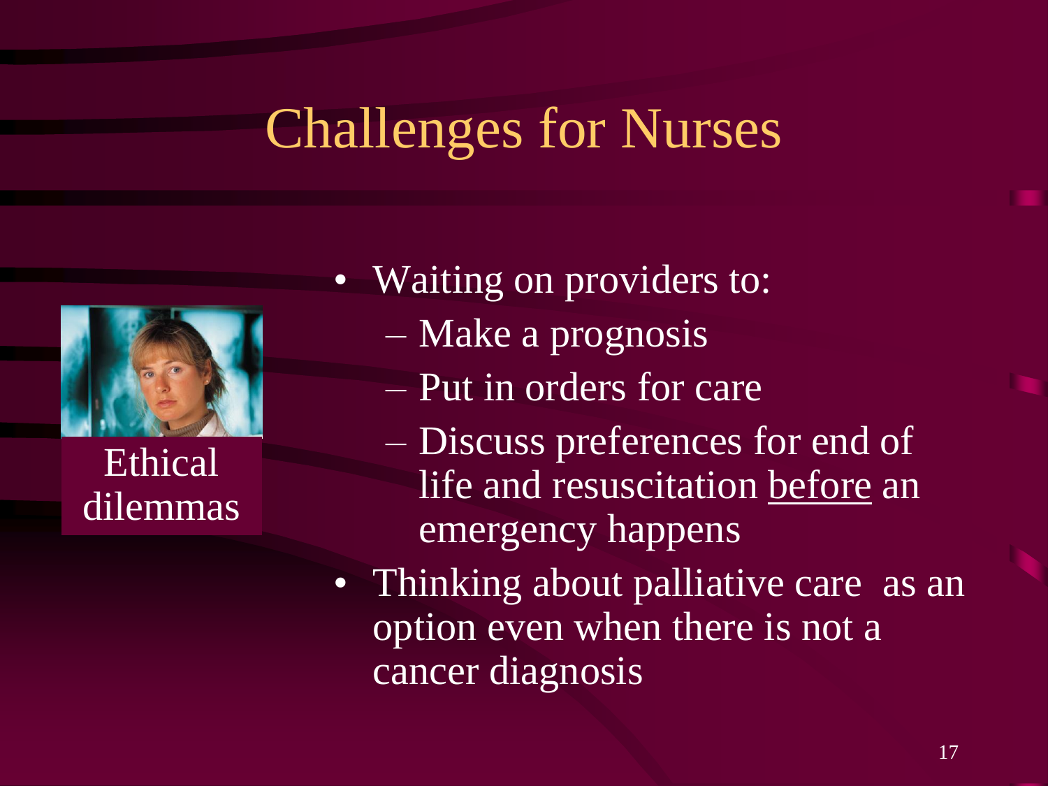# Challenges for Nurses

Ethical dilemmas

- Waiting on providers to:
  - Make a prognosis
  - Put in orders for care
  - Discuss preferences for end of life and resuscitation <u>before</u> an emergency happens
- Thinking about palliative care as an option even when there is not a cancer diagnosis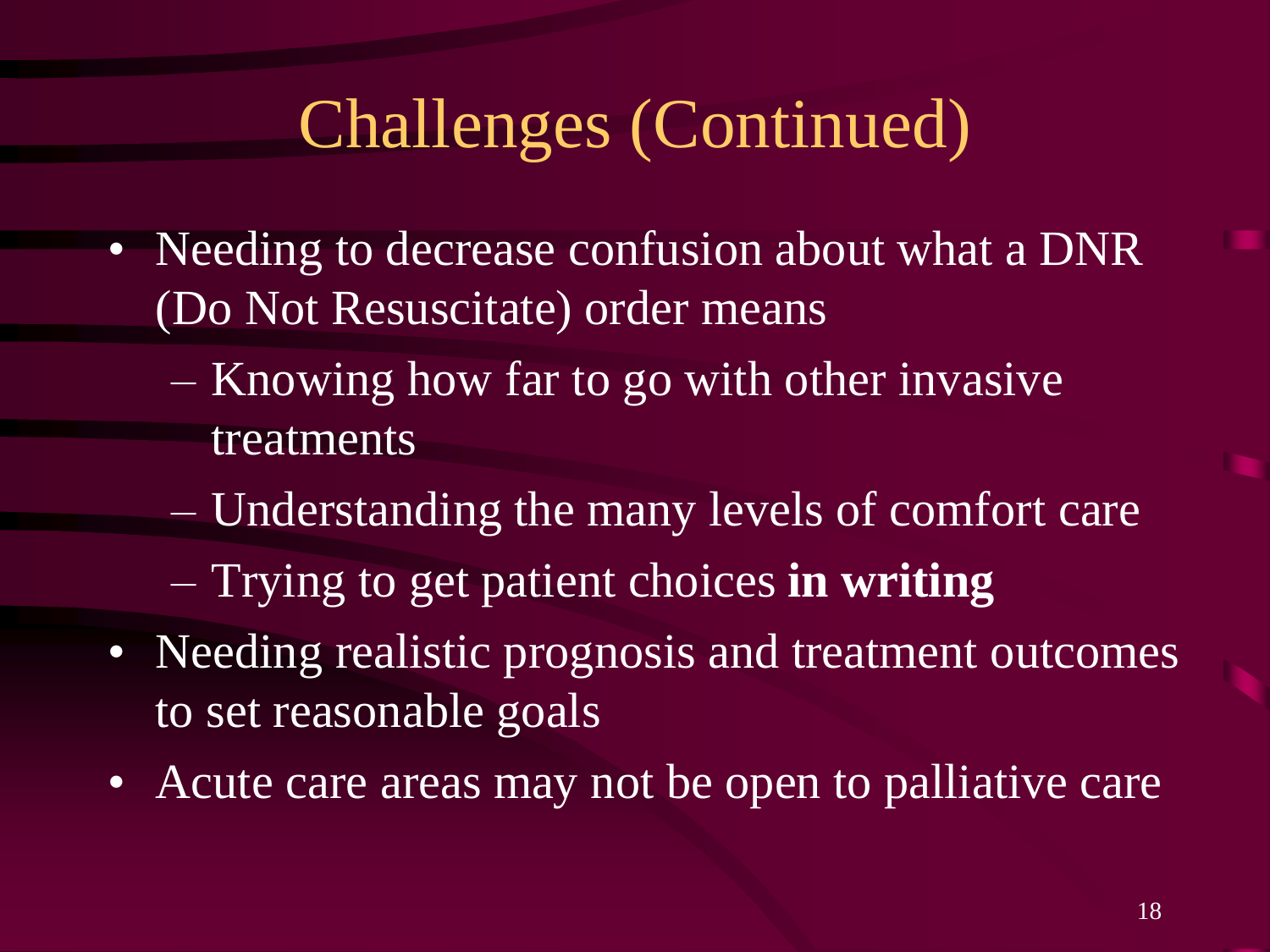# Challenges (Continued)

- Needing to decrease confusion about what a DNR (Do Not Resuscitate) order means
  - Knowing how far to go with other invasive treatments
  - Understanding the many levels of comfort care
  - Trying to get patient choices **in writing**
- Needing realistic prognosis and treatment outcomes to set reasonable goals
- Acute care areas may not be open to palliative care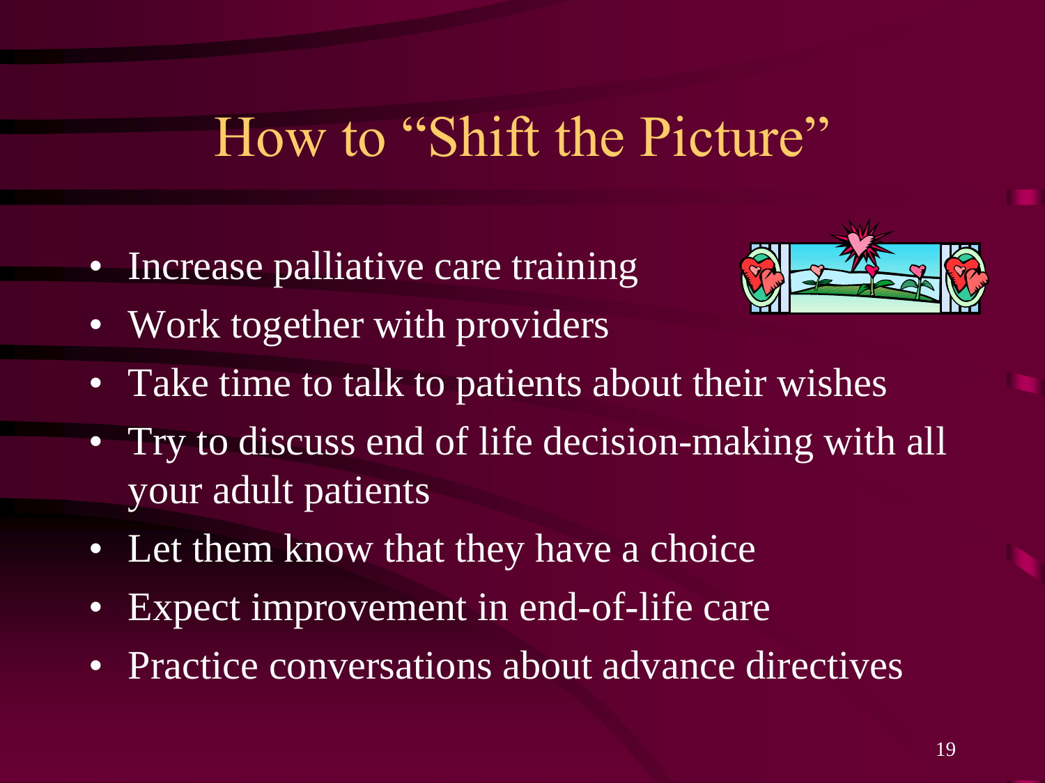# How to "Shift the Picture"

- Increase palliative care training
- Work together with providers
- Take time to talk to patients about their wishes
- Try to discuss end of life decision-making with all your adult patients
- Let them know that they have a choice
- Expect improvement in end-of-life care
- Practice conversations about advance directives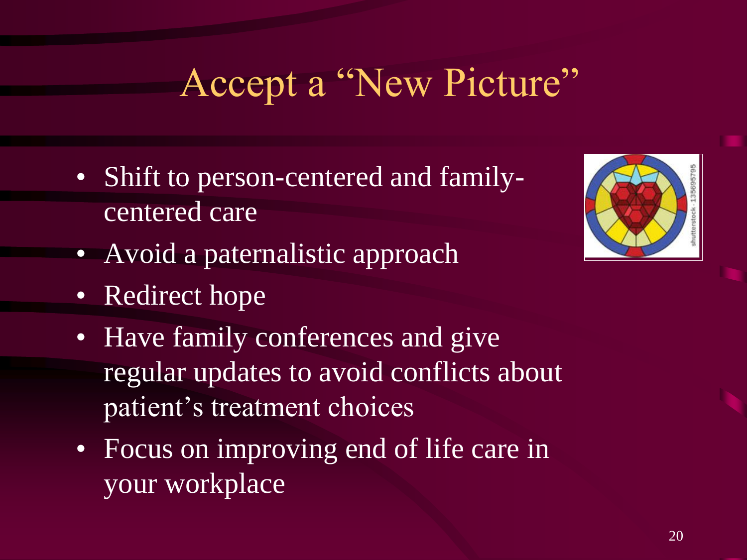# Accept a "New Picture"

- Shift to person-centered and family-centered care
- Avoid a paternalistic approach
- Redirect hope
- Have family conferences and give regular updates to avoid conflicts about patient's treatment choices
- Focus on improving end of life care in your workplace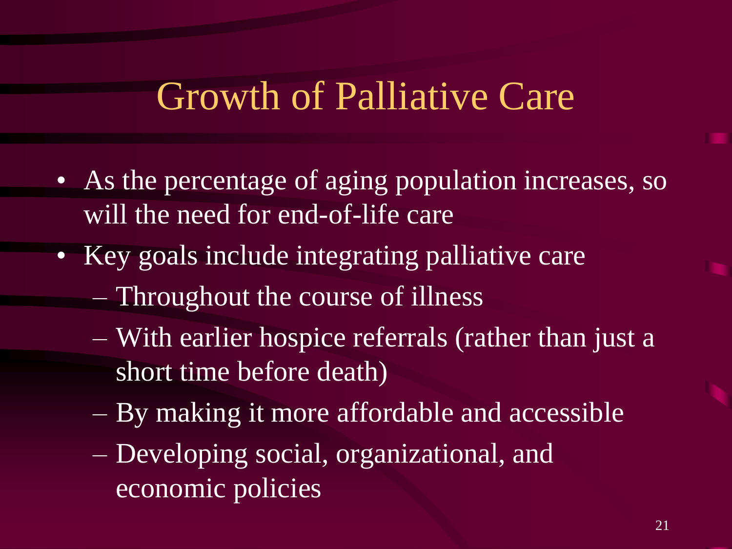# Growth of Palliative Care

- As the percentage of aging population increases, so will the need for end-of-life care
- Key goals include integrating palliative care
  - Throughout the course of illness
  - With earlier hospice referrals (rather than just a short time before death)
  - By making it more affordable and accessible
  - Developing social, organizational, and economic policies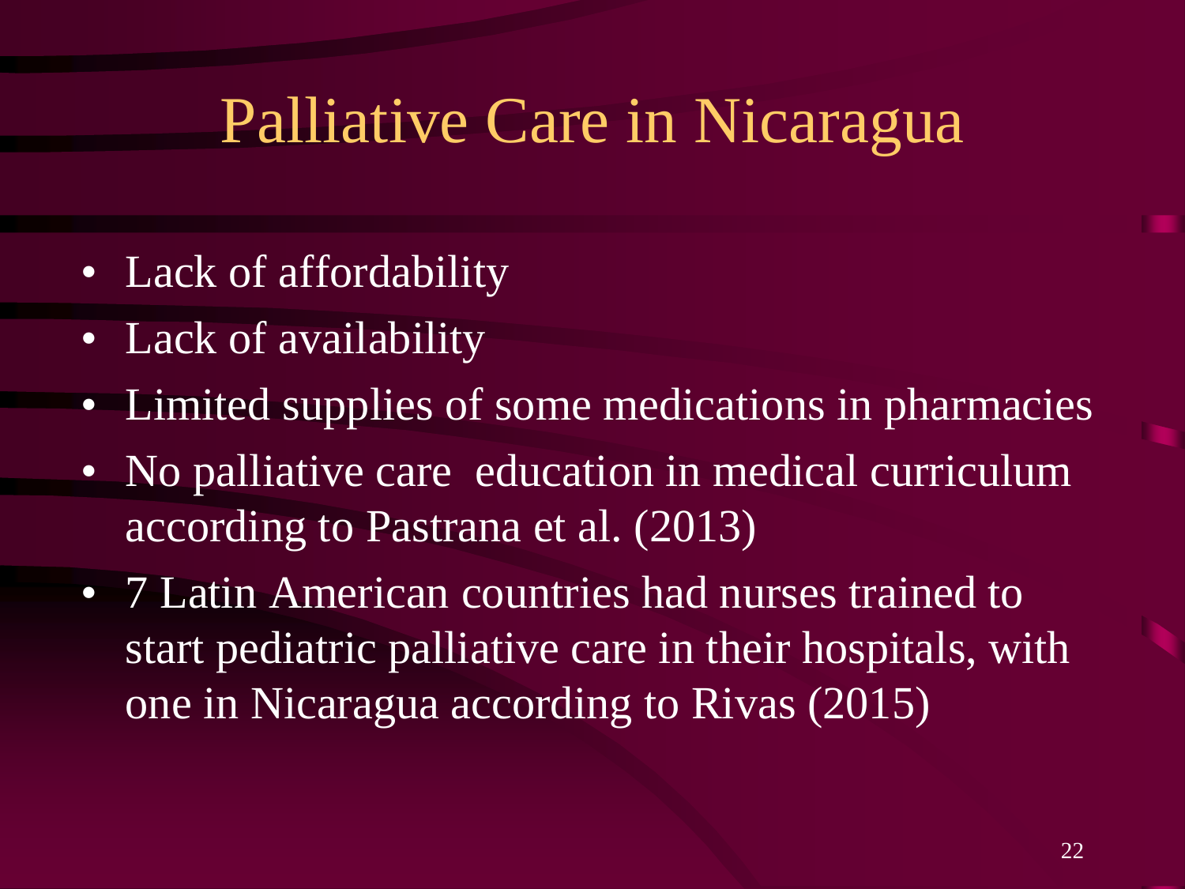# Palliative Care in Nicaragua

- Lack of affordability
- Lack of availability
- Limited supplies of some medications in pharmacies
- No palliative care  education in medical curriculum according to Pastrana et al. (2013)
- 7 Latin American countries had nurses trained to start pediatric palliative care in their hospitals, with one in Nicaragua according to Rivas (2015)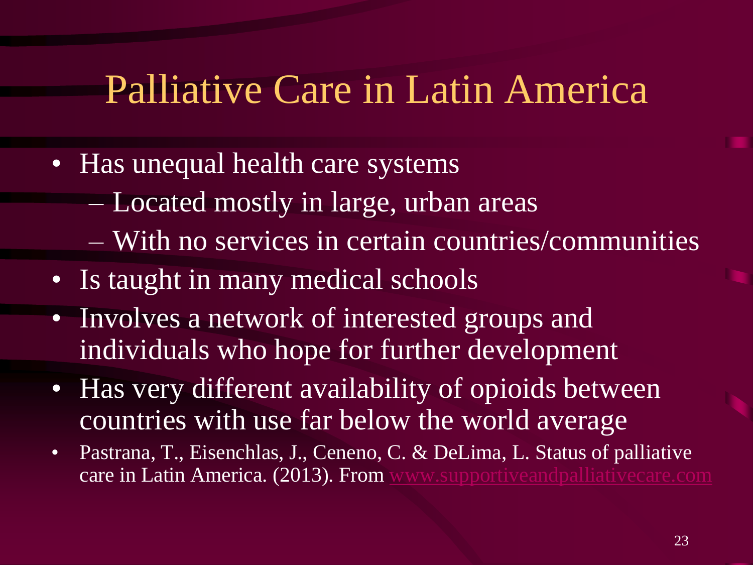# Palliative Care in Latin America

- Has unequal health care systems
  - Located mostly in large, urban areas
  - With no services in certain countries/communities
- Is taught in many medical schools
- Involves a network of interested groups and individuals who hope for further development
- Has very different availability of opioids between countries with use far below the world average
- Pastrana, T., Eisenchlas, J., Ceneno, C. & DeLima, L. Status of palliative care in Latin America. (2013). From www.supportiveandpalliativecare.com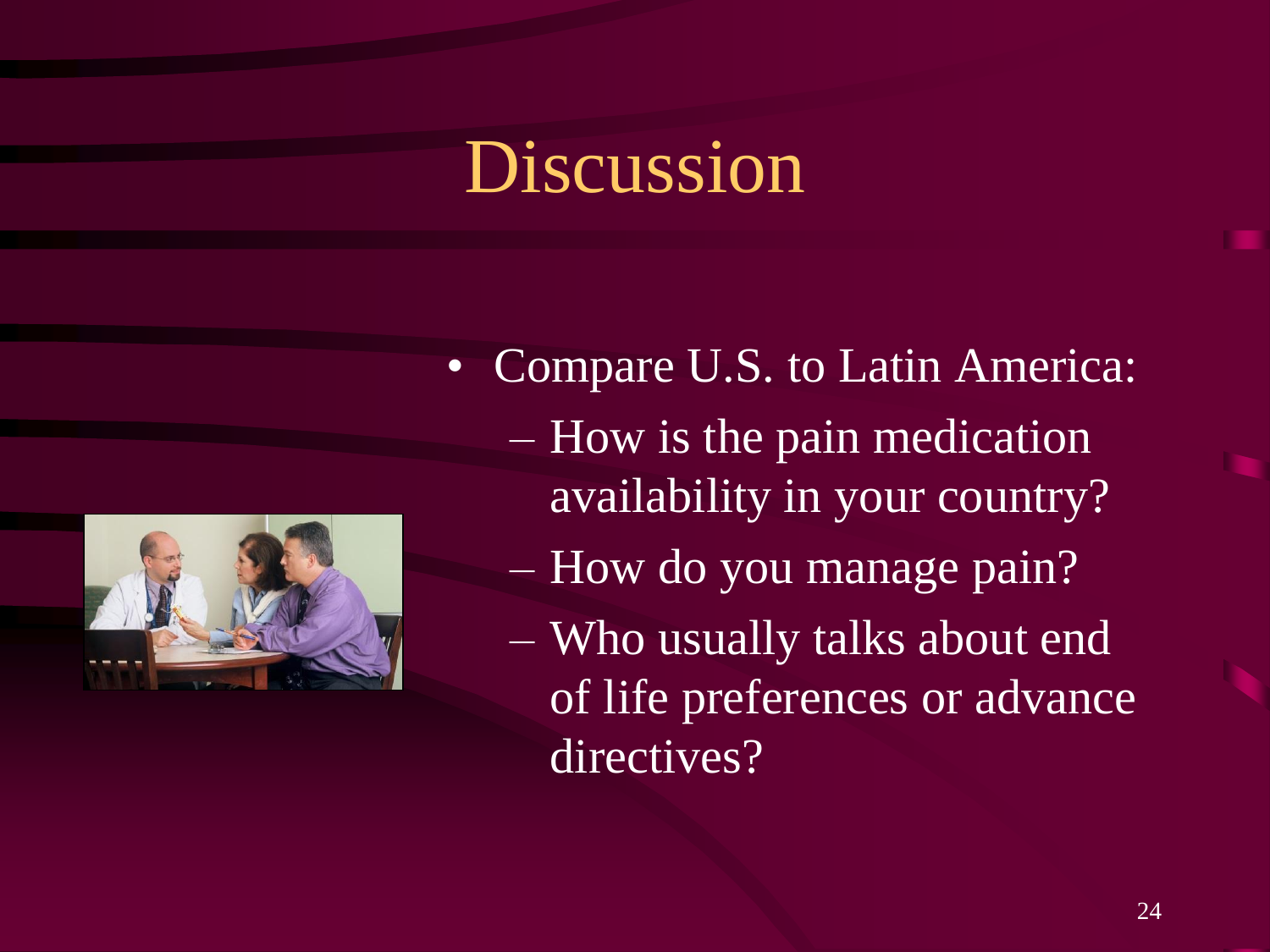# Discussion

- Compare U.S. to Latin America:
  - How is the pain medication availability in your country?
  - How do you manage pain?
  - Who usually talks about end of life preferences or advance directives?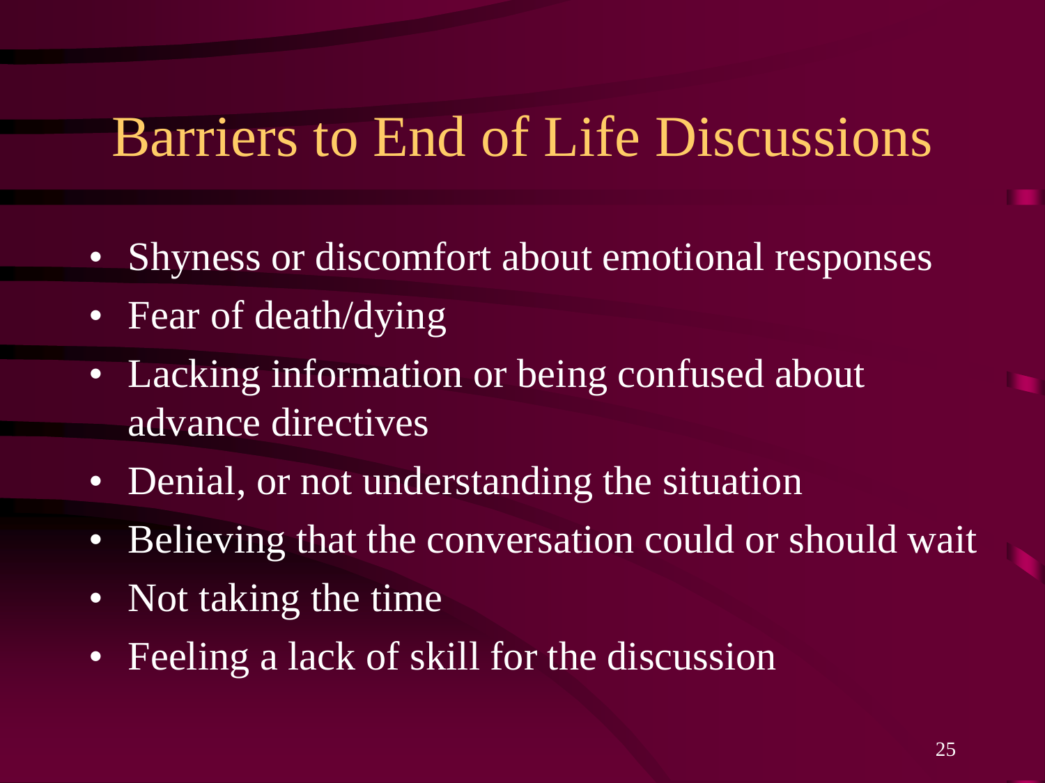# Barriers to End of Life Discussions

- Shyness or discomfort about emotional responses
- Fear of death/dying
- Lacking information or being confused about advance directives
- Denial, or not understanding the situation
- Believing that the conversation could or should wait
- Not taking the time
- Feeling a lack of skill for the discussion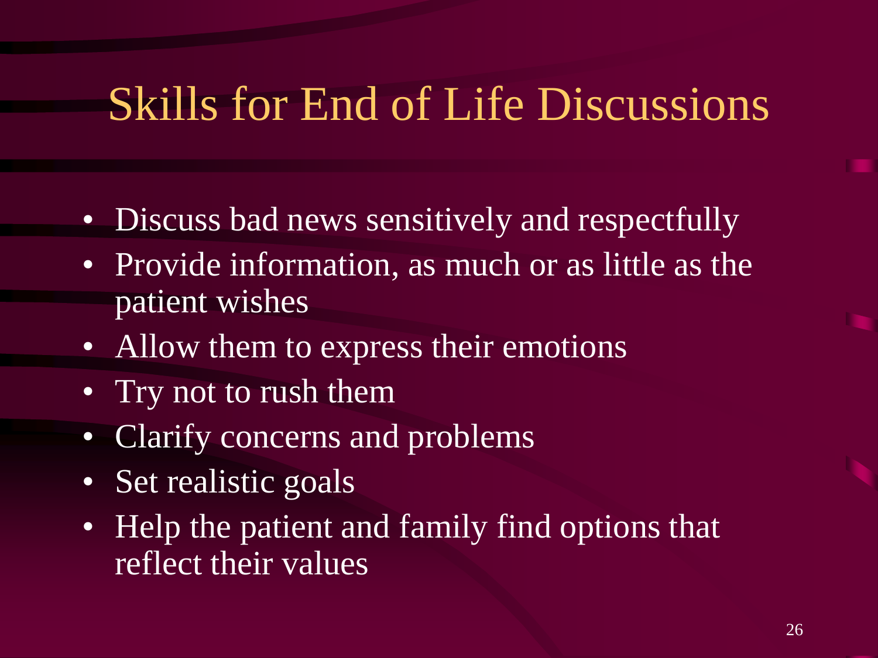# Skills for End of Life Discussions

- Discuss bad news sensitively and respectfully
- Provide information, as much or as little as the patient wishes
- Allow them to express their emotions
- Try not to rush them
- Clarify concerns and problems
- Set realistic goals
- Help the patient and family find options that reflect their values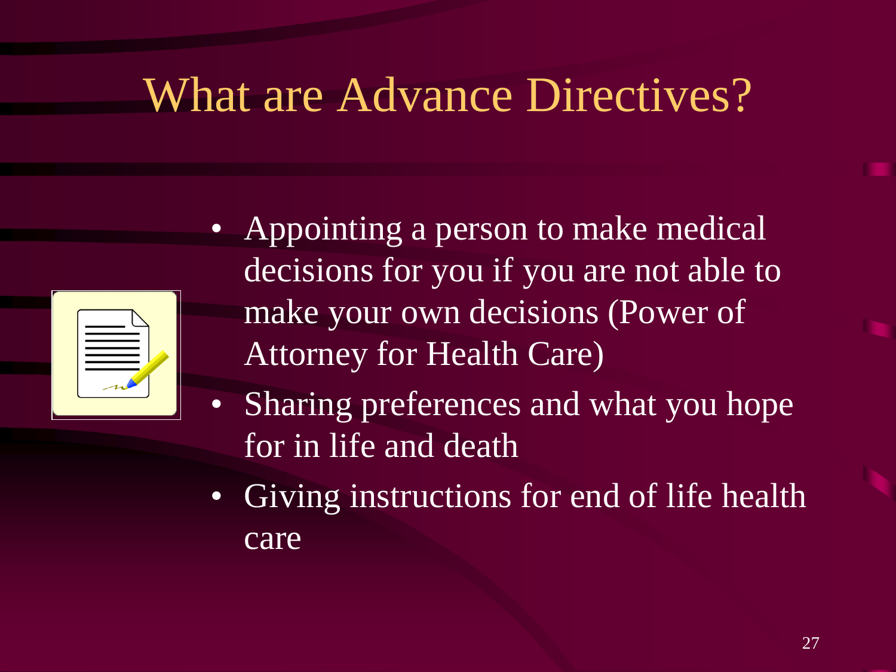# What are Advance Directives?

- Appointing a person to make medical decisions for you if you are not able to make your own decisions (Power of Attorney for Health Care)
- Sharing preferences and what you hope for in life and death
- Giving instructions for end of life health care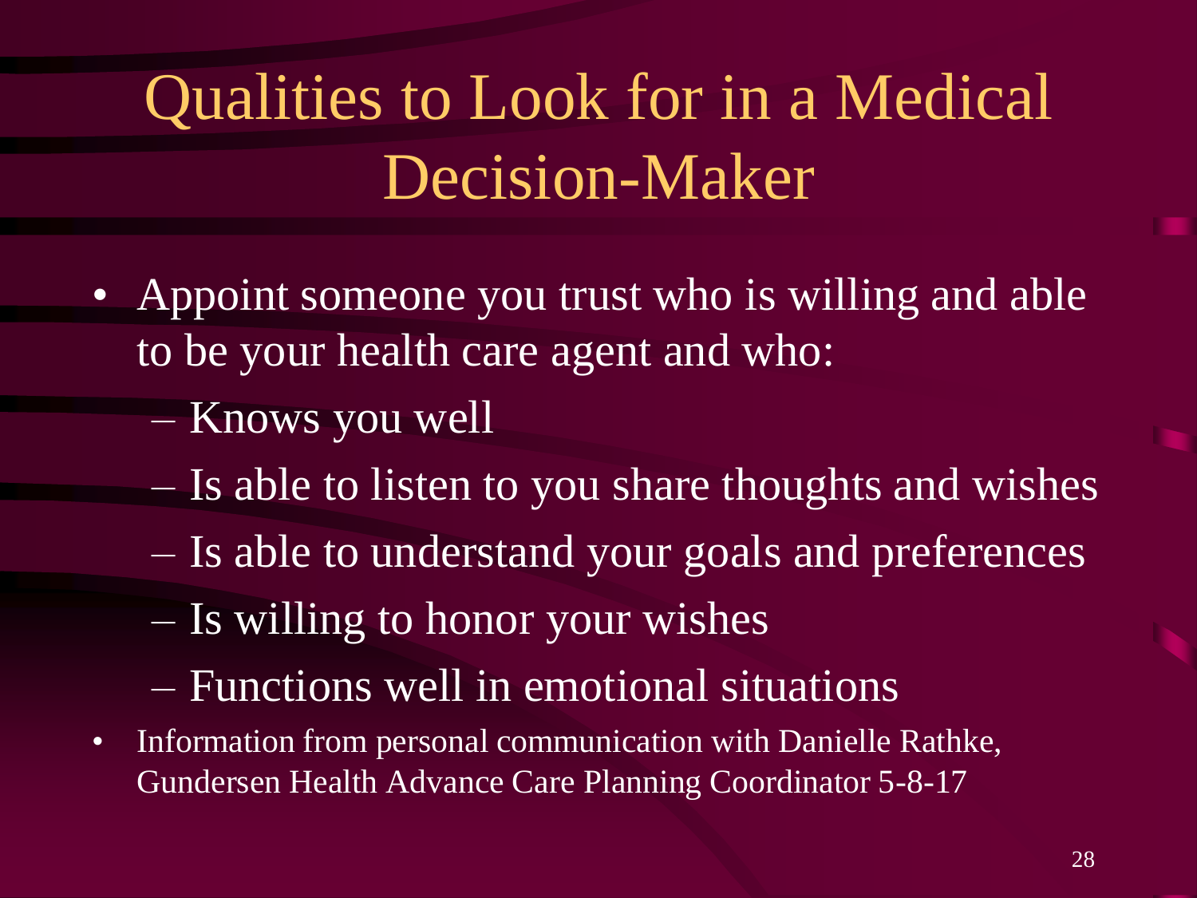# Qualities to Look for in a Medical Decision-Maker

- Appoint someone you trust who is willing and able to be your health care agent and who:
  - Knows you well
  - Is able to listen to you share thoughts and wishes
  - Is able to understand your goals and preferences
  - Is willing to honor your wishes
  - Functions well in emotional situations
- Information from personal communication with Danielle Rathke, Gundersen Health Advance Care Planning Coordinator 5-8-17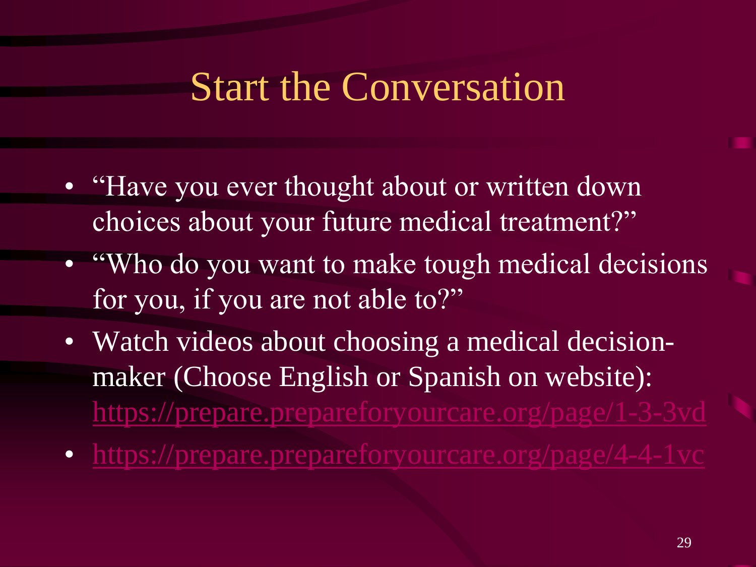# Start the Conversation

- "Have you ever thought about or written down choices about your future medical treatment?"
- "Who do you want to make tough medical decisions for you, if you are not able to?"
- Watch videos about choosing a medical decision-maker (Choose English or Spanish on website): https://prepare.prepareforyourcare.org/page/1-3-3vd
- https://prepare.prepareforyourcare.org/page/4-4-1vc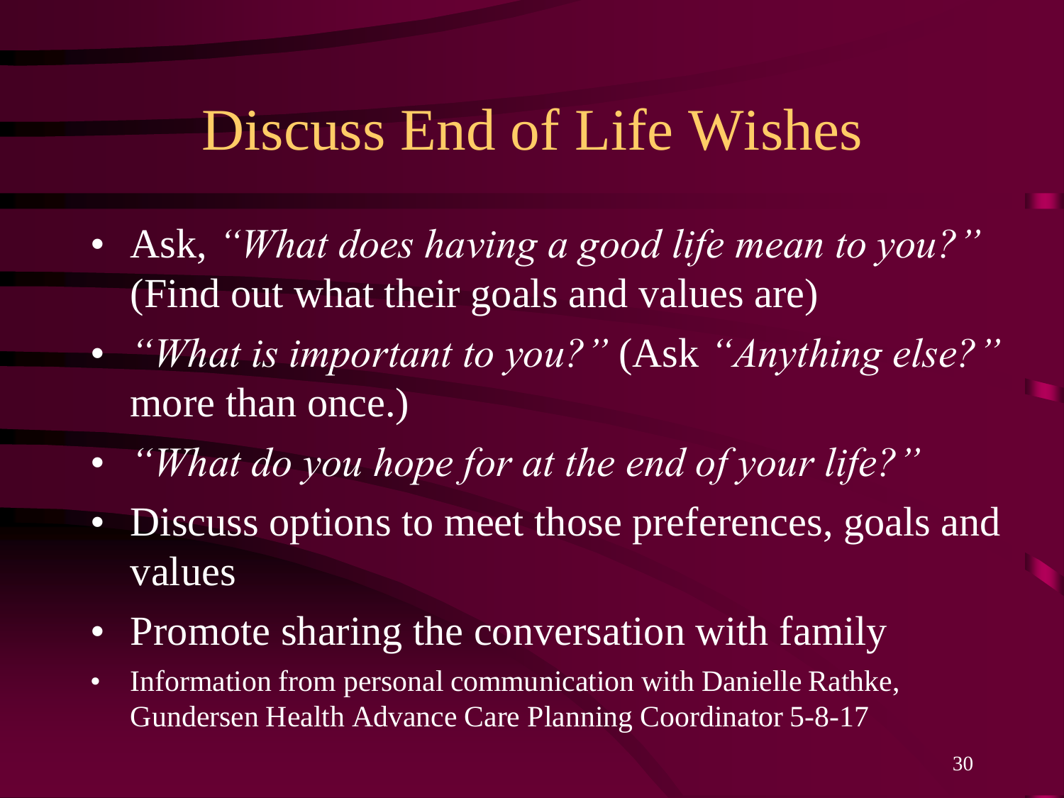# Discuss End of Life Wishes

- Ask, *"What does having a good life mean to you?"* (Find out what their goals and values are)
- *"What is important to you?"* (Ask *"Anything else?"* more than once.)
- *"What do you hope for at the end of your life?"*
- Discuss options to meet those preferences, goals and values
- Promote sharing the conversation with family
- Information from personal communication with Danielle Rathke, Gundersen Health Advance Care Planning Coordinator 5-8-17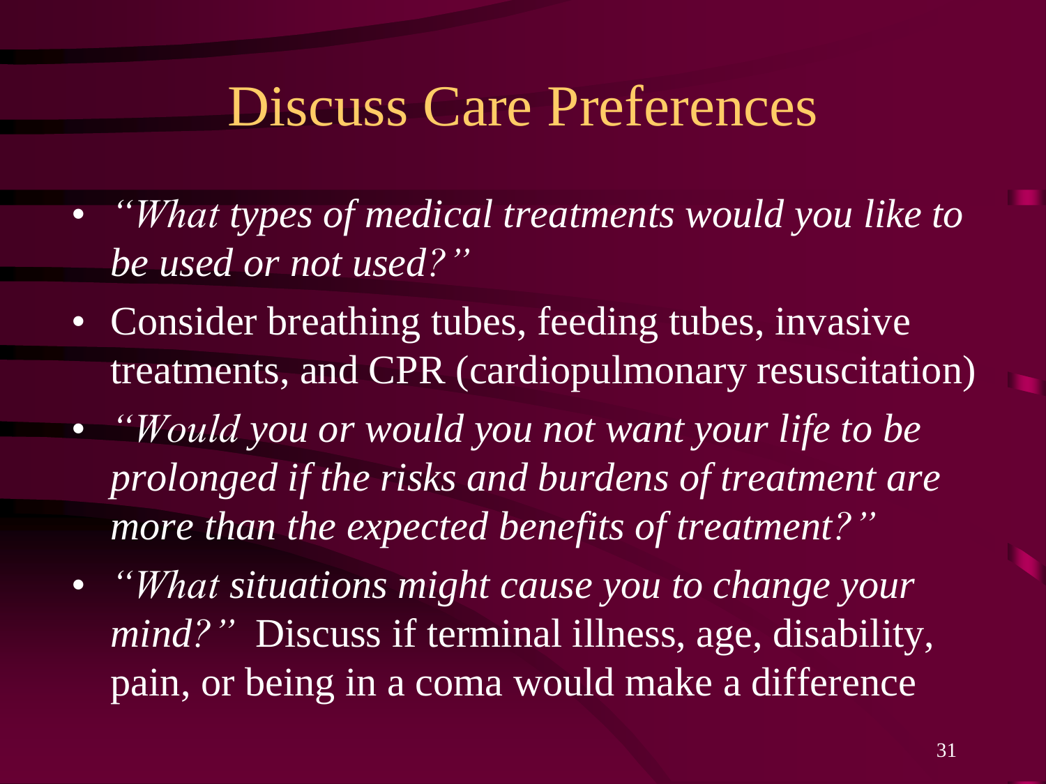# Discuss Care Preferences

- *"What types of medical treatments would you like to be used or not used?"*
- Consider breathing tubes, feeding tubes, invasive treatments, and CPR (cardiopulmonary resuscitation)
- *"Would you or would you not want your life to be prolonged if the risks and burdens of treatment are more than the expected benefits of treatment?"*
- *"What situations might cause you to change your mind?"* Discuss if terminal illness, age, disability, pain, or being in a coma would make a difference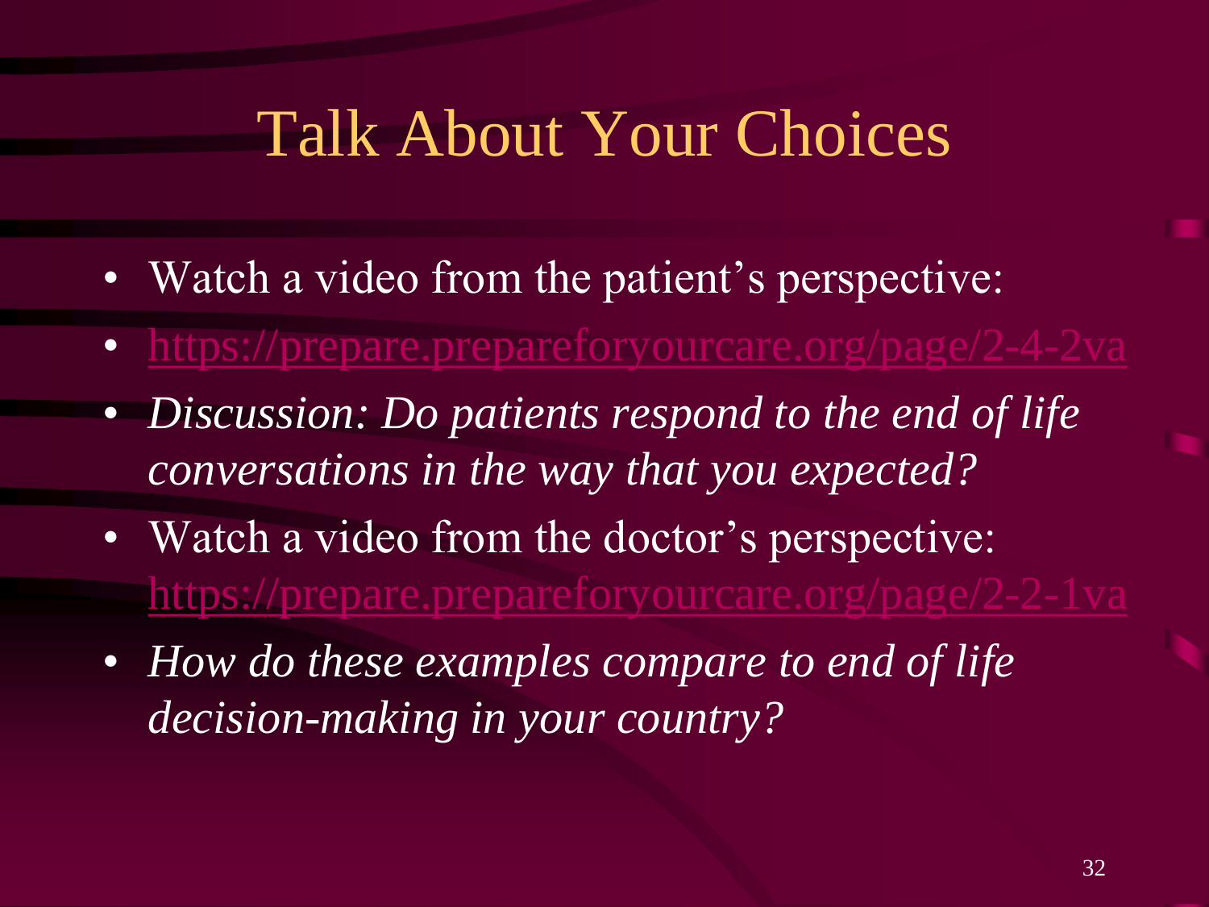# Talk About Your Choices

- Watch a video from the patient's perspective:
- https://prepare.prepareforyourcare.org/page/2-4-2va
- *Discussion: Do patients respond to the end of life conversations in the way that you expected?*
- Watch a video from the doctor's perspective: https://prepare.prepareforyourcare.org/page/2-2-1va
- *How do these examples compare to end of life decision-making in your country?*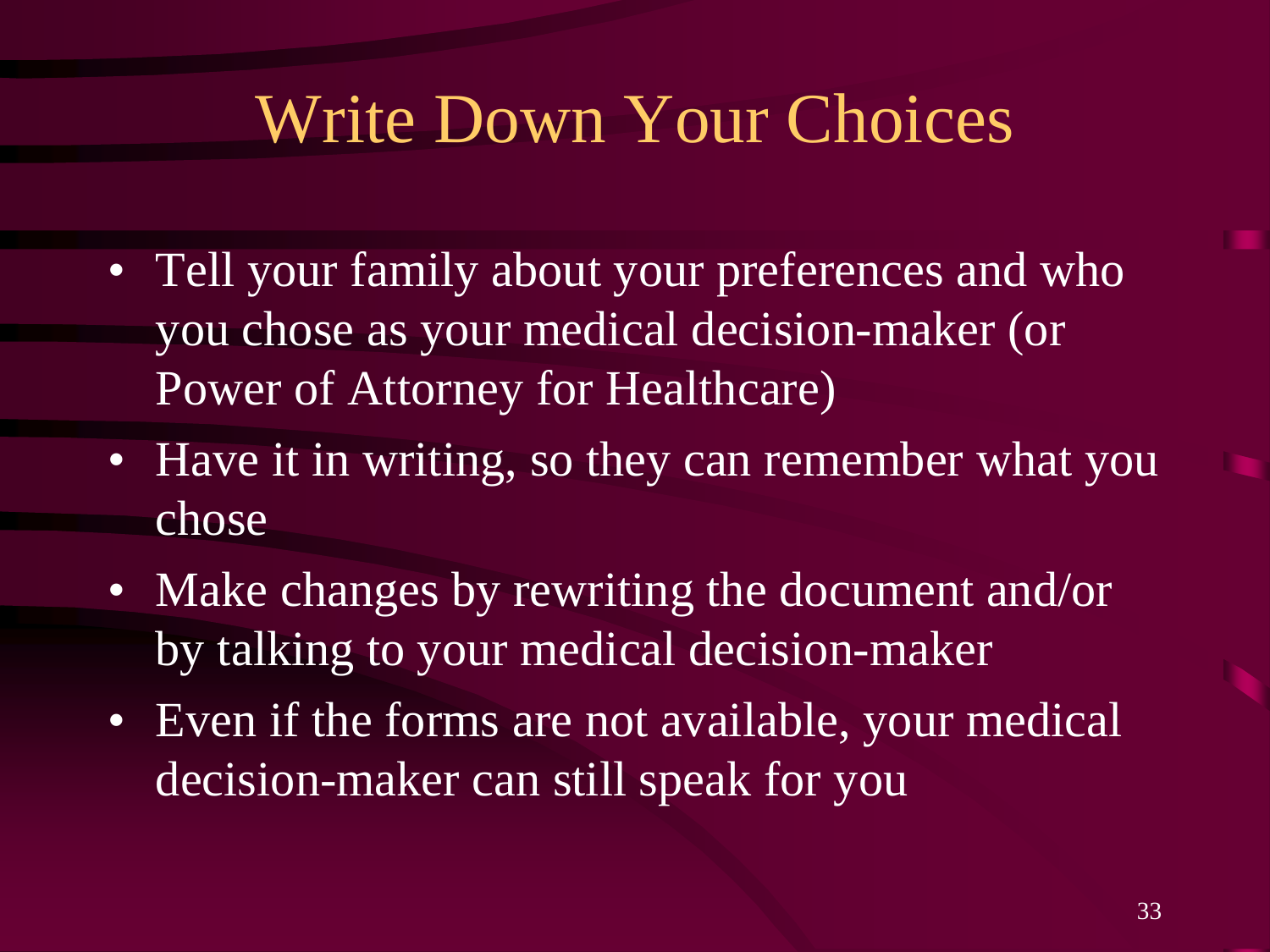# Write Down Your Choices

- Tell your family about your preferences and who you chose as your medical decision-maker (or Power of Attorney for Healthcare)
- Have it in writing, so they can remember what you chose
- Make changes by rewriting the document and/or by talking to your medical decision-maker
- Even if the forms are not available, your medical decision-maker can still speak for you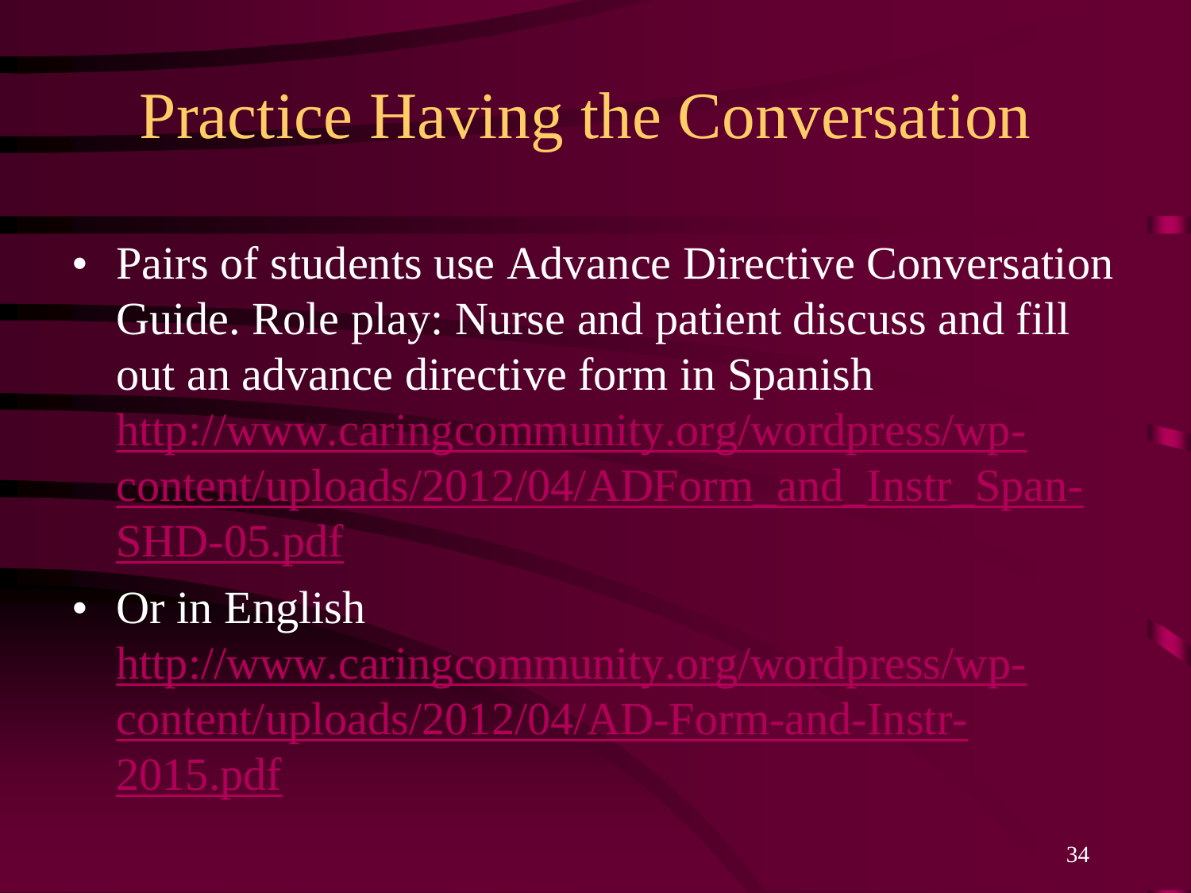# Practice Having the Conversation

- Pairs of students use Advance Directive Conversation Guide. Role play: Nurse and patient discuss and fill out an advance directive form in Spanish http://www.caringcommunity.org/wordpress/wp-content/uploads/2012/04/ADForm_and_Instr_Span-SHD-05.pdf
- Or in English http://www.caringcommunity.org/wordpress/wp-content/uploads/2012/04/AD-Form-and-Instr-2015.pdf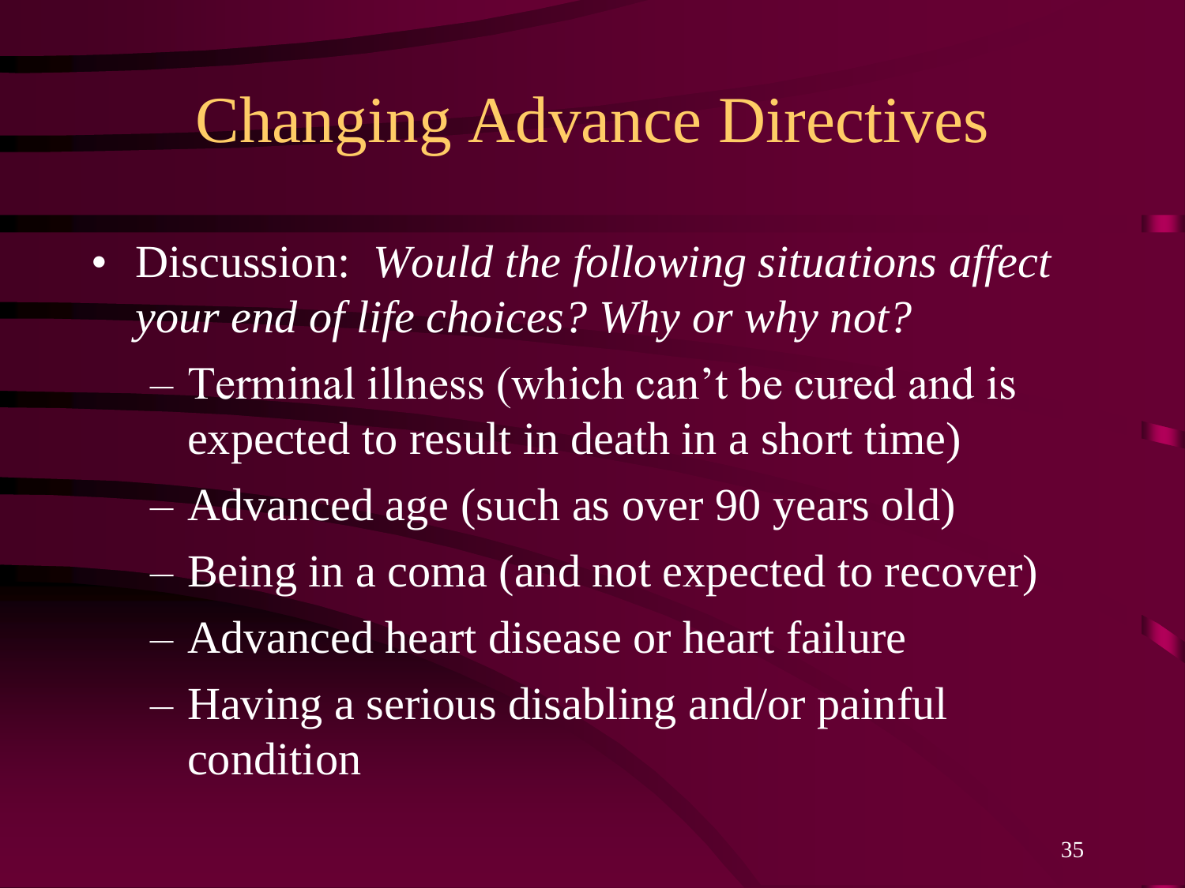# Changing Advance Directives

- Discussion: *Would the following situations affect your end of life choices? Why or why not?*
  - Terminal illness (which can't be cured and is expected to result in death in a short time)
  - Advanced age (such as over 90 years old)
  - Being in a coma (and not expected to recover)
  - Advanced heart disease or heart failure
  - Having a serious disabling and/or painful condition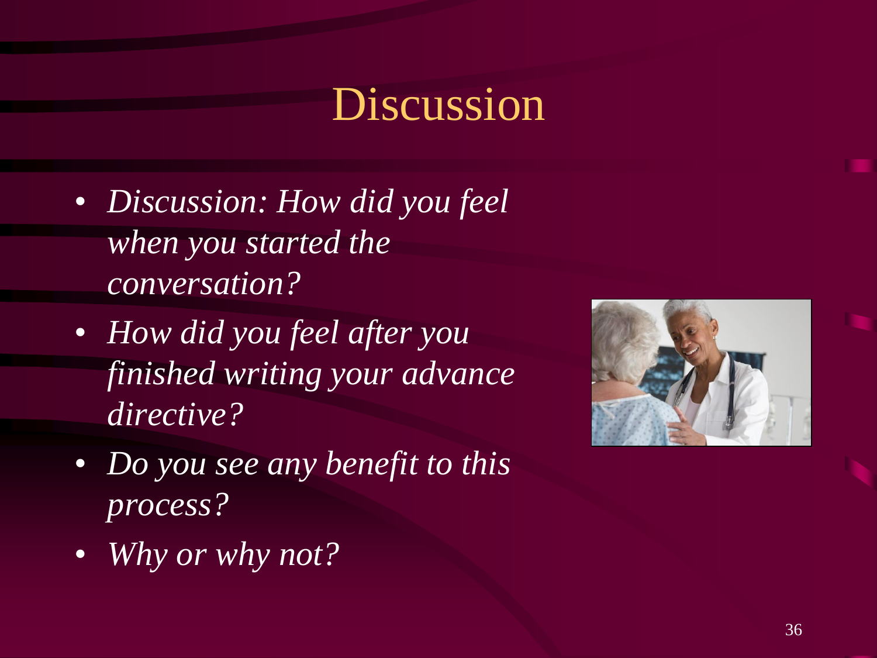# Discussion

- *Discussion: How did you feel when you started the conversation?*
- *How did you feel after you finished writing your advance directive?*
- *Do you see any benefit to this process?*
- *Why or why not?*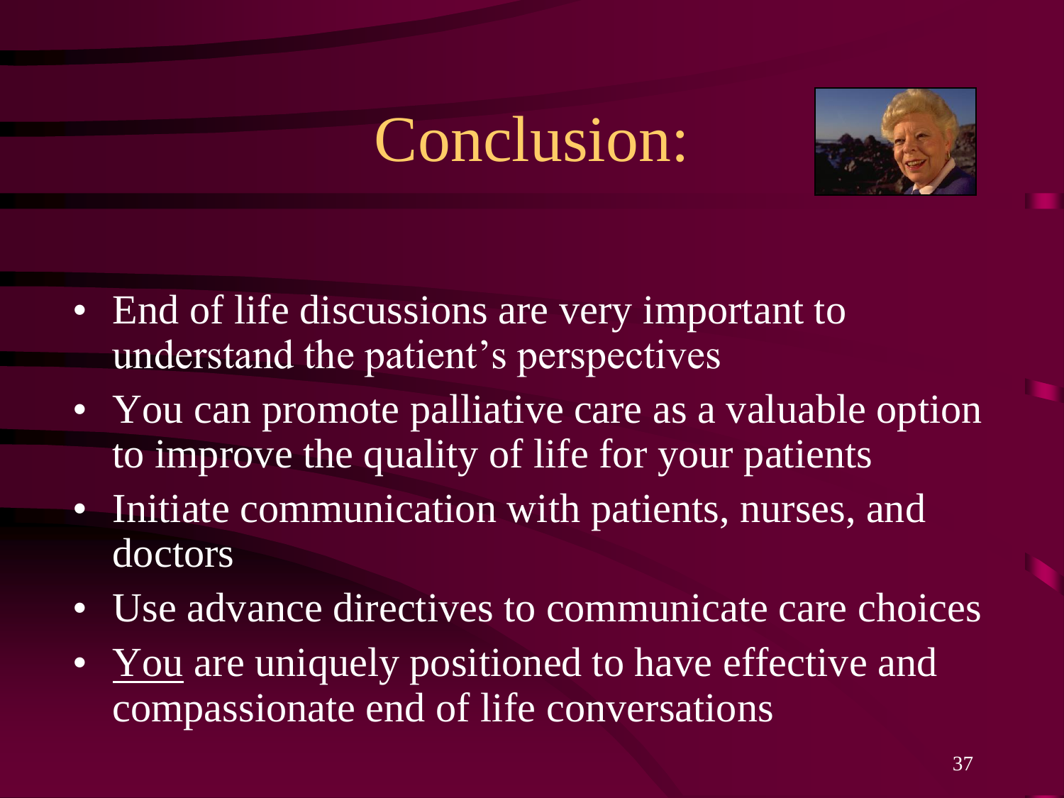# Conclusion:

- End of life discussions are very important to understand the patient's perspectives
- You can promote palliative care as a valuable option to improve the quality of life for your patients
- Initiate communication with patients, nurses, and doctors
- Use advance directives to communicate care choices
- <u>You</u> are uniquely positioned to have effective and compassionate end of life conversations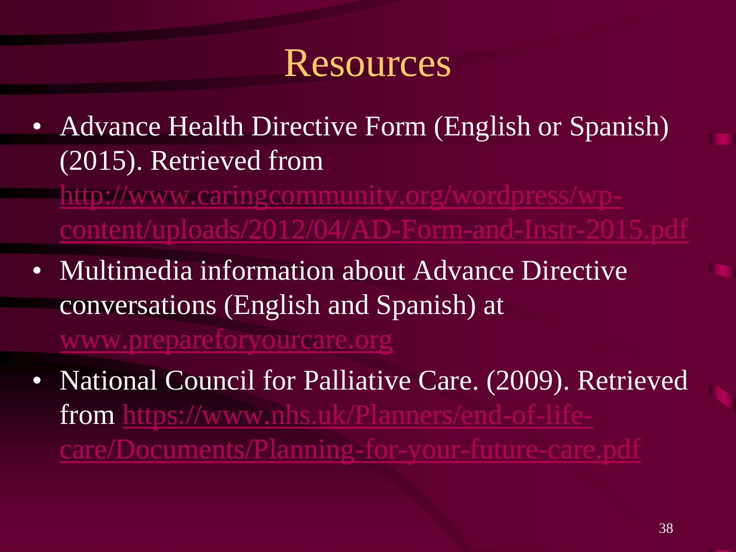# Resources

- Advance Health Directive Form (English or Spanish) (2015). Retrieved from http://www.caringcommunity.org/wordpress/wp-content/uploads/2012/04/AD-Form-and-Instr-2015.pdf
- Multimedia information about Advance Directive conversations (English and Spanish) at www.prepareforyourcare.org
- National Council for Palliative Care. (2009). Retrieved from https://www.nhs.uk/Planners/end-of-life-care/Documents/Planning-for-your-future-care.pdf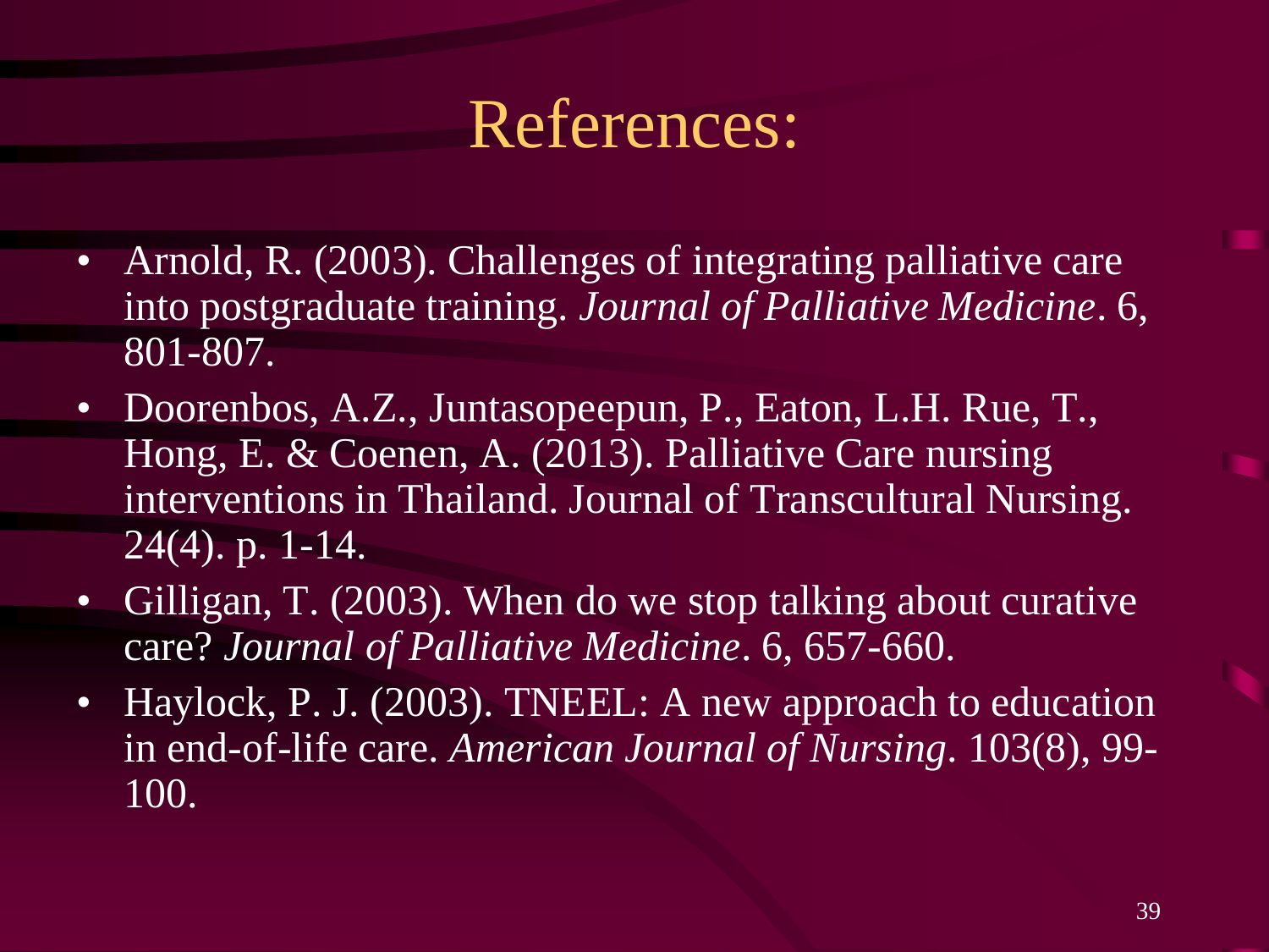# References:

- Arnold, R. (2003). Challenges of integrating palliative care into postgraduate training. *Journal of Palliative Medicine*. 6, 801-807.
- Doorenbos, A.Z., Juntasopeepun, P., Eaton, L.H. Rue, T., Hong, E. & Coenen, A. (2013). Palliative Care nursing interventions in Thailand. Journal of Transcultural Nursing. 24(4). p. 1-14.
- Gilligan, T. (2003). When do we stop talking about curative care? *Journal of Palliative Medicine*. 6, 657-660.
- Haylock, P. J. (2003). TNEEL: A new approach to education in end-of-life care. *American Journal of Nursing*. 103(8), 99-100.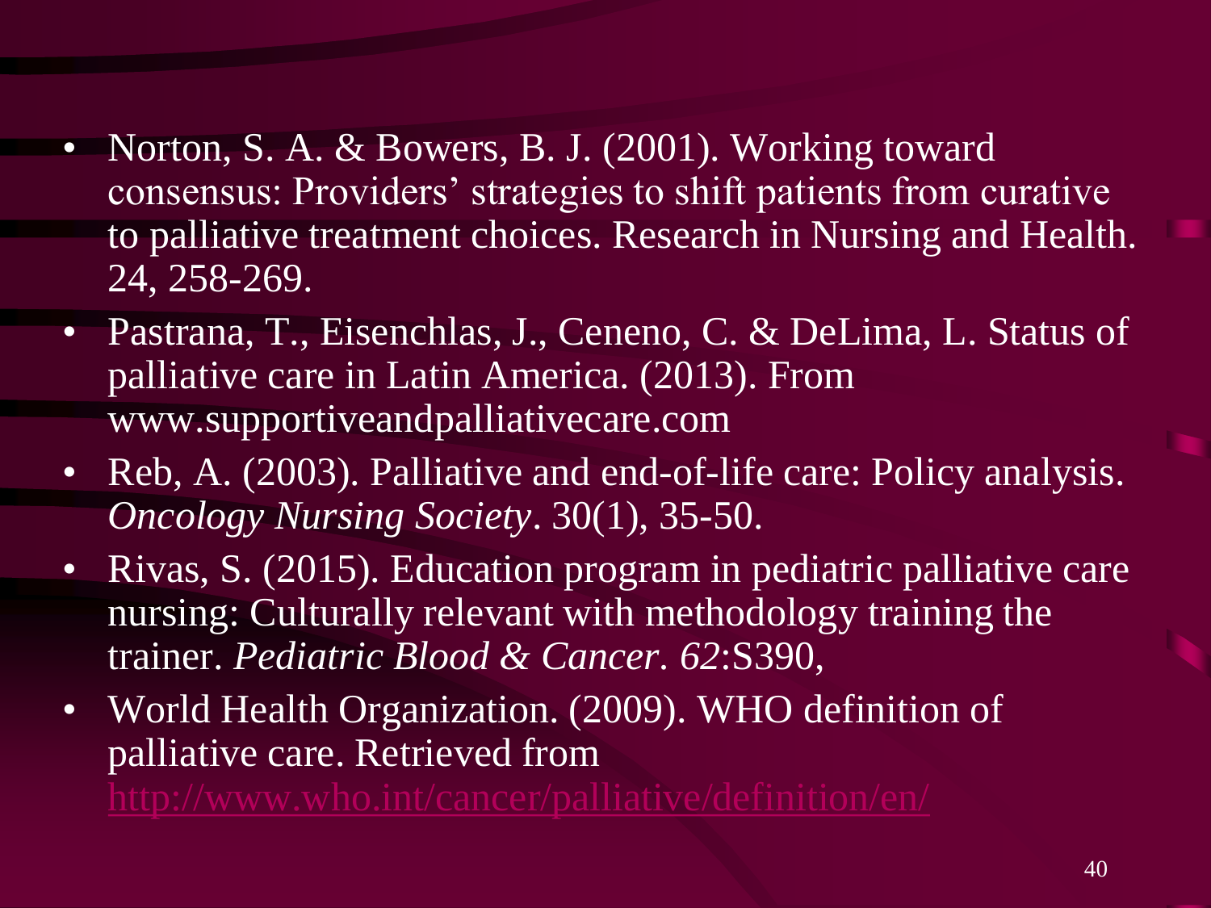- Norton, S. A. & Bowers, B. J. (2001). Working toward consensus: Providers' strategies to shift patients from curative to palliative treatment choices. Research in Nursing and Health. 24, 258-269.
- Pastrana, T., Eisenchlas, J., Ceneno, C. & DeLima, L. Status of palliative care in Latin America. (2013). From www.supportiveandpalliativecare.com
- Reb, A. (2003). Palliative and end-of-life care: Policy analysis. *Oncology Nursing Society*. 30(1), 35-50.
- Rivas, S. (2015). Education program in pediatric palliative care nursing: Culturally relevant with methodology training the trainer. *Pediatric Blood & Cancer*. *62*:S390,
- World Health Organization. (2009). WHO definition of palliative care. Retrieved from http://www.who.int/cancer/palliative/definition/en/